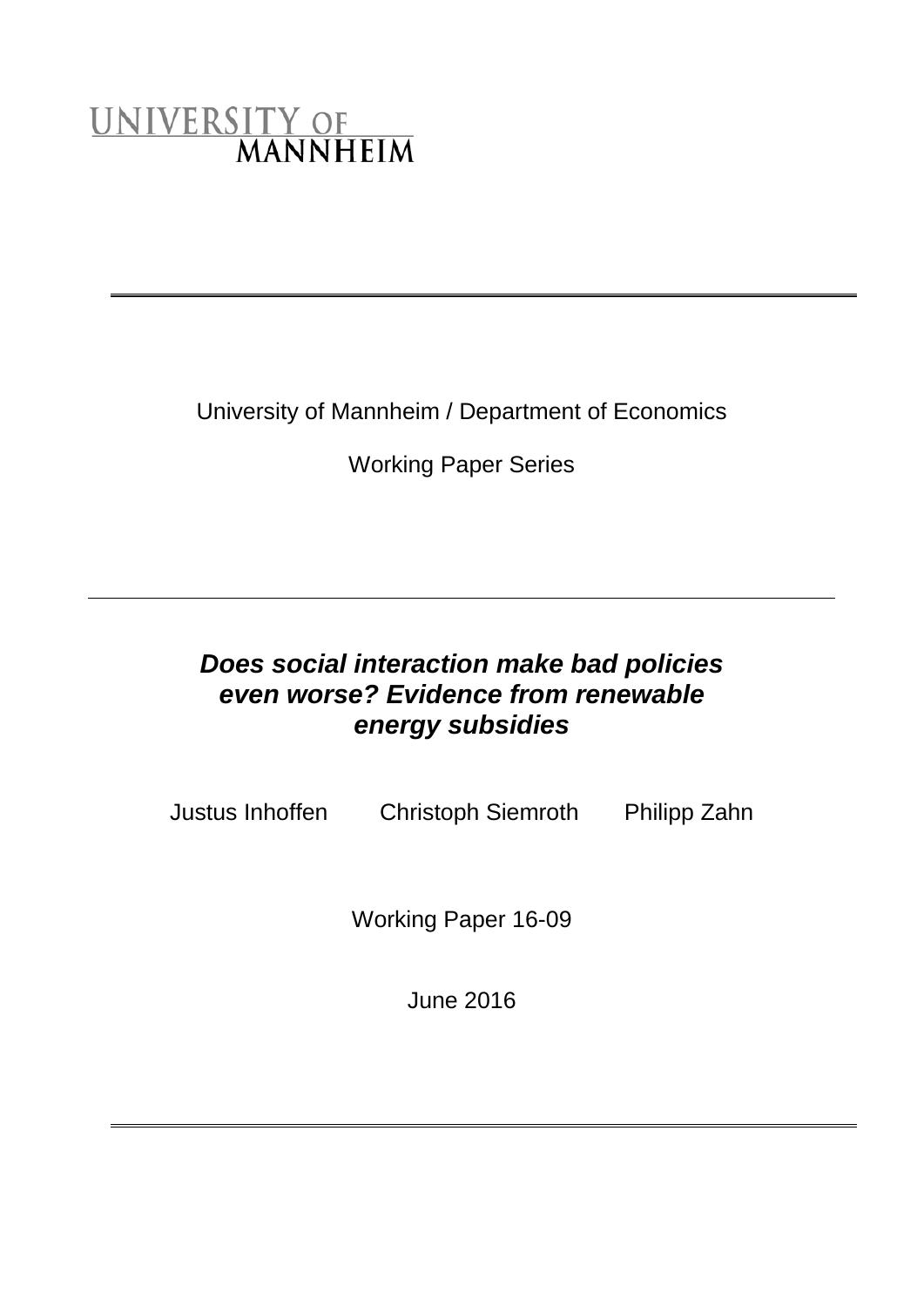UNIVERSITY OF MANNHEIM

---

University of Mannheim / Department of Economics

Working Paper Series

---

# *Does social interaction make bad policies even worse? Evidence from renewable energy subsidies*

Justus Inhoffen  Christoph Siemroth  Philipp Zahn

Working Paper 16-09

June 2016

---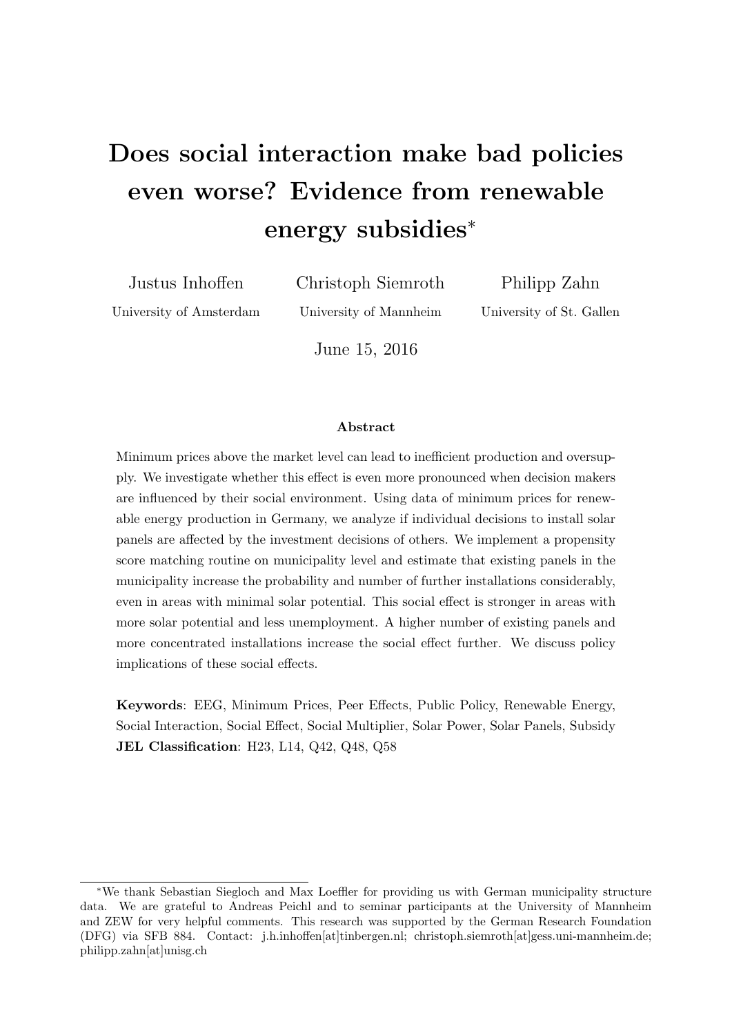# Does social interaction make bad policies even worse? Evidence from renewable energy subsidies*

Justus Inhoffen
University of Amsterdam

Christoph Siemroth
University of Mannheim

Philipp Zahn
University of St. Gallen

June 15, 2016

### Abstract

Minimum prices above the market level can lead to inefficient production and oversupply. We investigate whether this effect is even more pronounced when decision makers are influenced by their social environment. Using data of minimum prices for renewable energy production in Germany, we analyze if individual decisions to install solar panels are affected by the investment decisions of others. We implement a propensity score matching routine on municipality level and estimate that existing panels in the municipality increase the probability and number of further installations considerably, even in areas with minimal solar potential. This social effect is stronger in areas with more solar potential and less unemployment. A higher number of existing panels and more concentrated installations increase the social effect further. We discuss policy implications of these social effects.

**Keywords**: EEG, Minimum Prices, Peer Effects, Public Policy, Renewable Energy, Social Interaction, Social Effect, Social Multiplier, Solar Power, Solar Panels, Subsidy
**JEL Classification**: H23, L14, Q42, Q48, Q58

---

*We thank Sebastian Siegloch and Max Loeffler for providing us with German municipality structure data. We are grateful to Andreas Peichl and to seminar participants at the University of Mannheim and ZEW for very helpful comments. This research was supported by the German Research Foundation (DFG) via SFB 884. Contact: j.h.inhoffen[at]tinbergen.nl; christoph.siemroth[at]gess.uni-mannheim.de; philipp.zahn[at]unisg.ch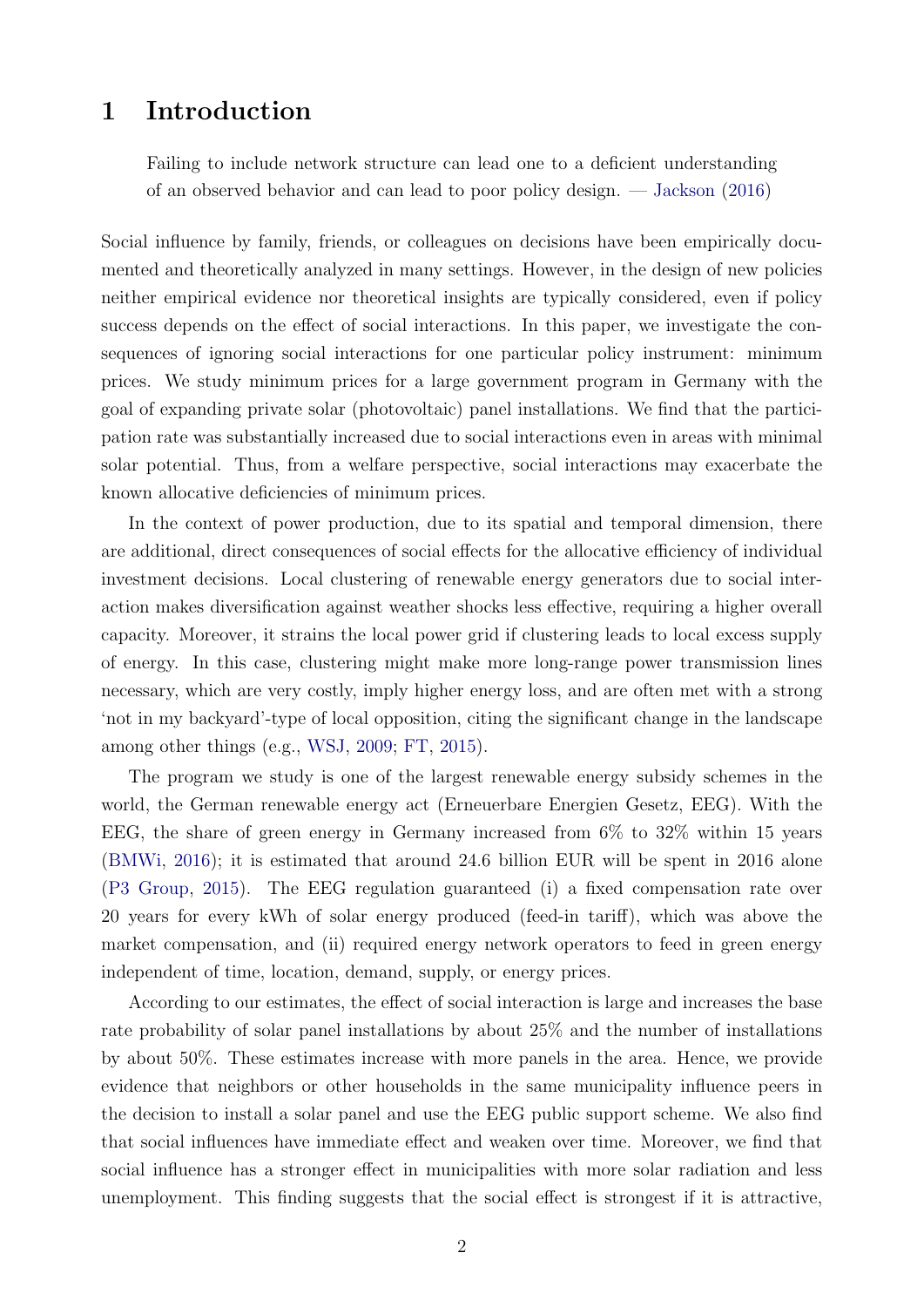# 1 Introduction

> Failing to include network structure can lead one to a deficient understanding of an observed behavior and can lead to poor policy design. — Jackson (2016)

Social influence by family, friends, or colleagues on decisions have been empirically documented and theoretically analyzed in many settings. However, in the design of new policies neither empirical evidence nor theoretical insights are typically considered, even if policy success depends on the effect of social interactions. In this paper, we investigate the consequences of ignoring social interactions for one particular policy instrument: minimum prices. We study minimum prices for a large government program in Germany with the goal of expanding private solar (photovoltaic) panel installations. We find that the participation rate was substantially increased due to social interactions even in areas with minimal solar potential. Thus, from a welfare perspective, social interactions may exacerbate the known allocative deficiencies of minimum prices.

In the context of power production, due to its spatial and temporal dimension, there are additional, direct consequences of social effects for the allocative efficiency of individual investment decisions. Local clustering of renewable energy generators due to social interaction makes diversification against weather shocks less effective, requiring a higher overall capacity. Moreover, it strains the local power grid if clustering leads to local excess supply of energy. In this case, clustering might make more long-range power transmission lines necessary, which are very costly, imply higher energy loss, and are often met with a strong 'not in my backyard'-type of local opposition, citing the significant change in the landscape among other things (e.g., WSJ, 2009; FT, 2015).

The program we study is one of the largest renewable energy subsidy schemes in the world, the German renewable energy act (Erneuerbare Energien Gesetz, EEG). With the EEG, the share of green energy in Germany increased from 6% to 32% within 15 years (BMWi, 2016); it is estimated that around 24.6 billion EUR will be spent in 2016 alone (P3 Group, 2015). The EEG regulation guaranteed (i) a fixed compensation rate over 20 years for every kWh of solar energy produced (feed-in tariff), which was above the market compensation, and (ii) required energy network operators to feed in green energy independent of time, location, demand, supply, or energy prices.

According to our estimates, the effect of social interaction is large and increases the base rate probability of solar panel installations by about 25% and the number of installations by about 50%. These estimates increase with more panels in the area. Hence, we provide evidence that neighbors or other households in the same municipality influence peers in the decision to install a solar panel and use the EEG public support scheme. We also find that social influences have immediate effect and weaken over time. Moreover, we find that social influence has a stronger effect in municipalities with more solar radiation and less unemployment. This finding suggests that the social effect is strongest if it is attractive,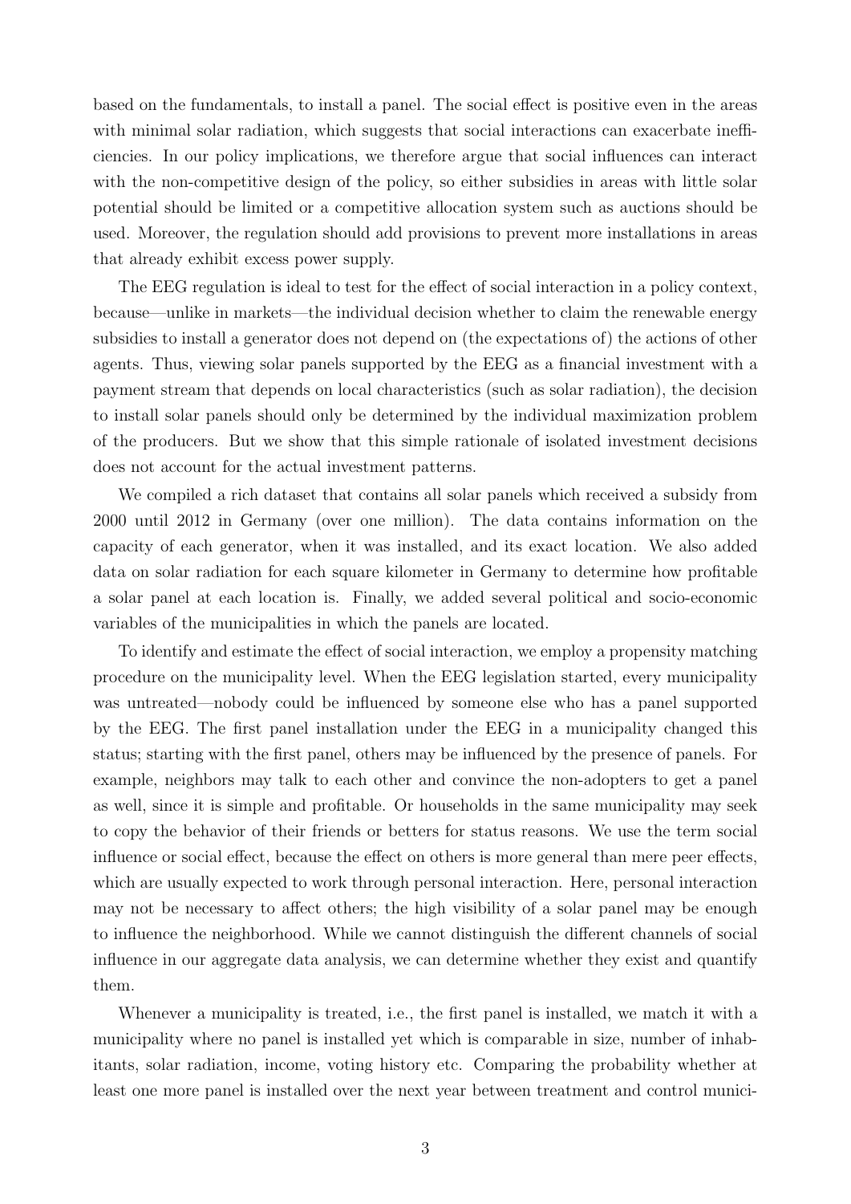based on the fundamentals, to install a panel. The social effect is positive even in the areas with minimal solar radiation, which suggests that social interactions can exacerbate inefficiencies. In our policy implications, we therefore argue that social influences can interact with the non-competitive design of the policy, so either subsidies in areas with little solar potential should be limited or a competitive allocation system such as auctions should be used. Moreover, the regulation should add provisions to prevent more installations in areas that already exhibit excess power supply.

The EEG regulation is ideal to test for the effect of social interaction in a policy context, because—unlike in markets—the individual decision whether to claim the renewable energy subsidies to install a generator does not depend on (the expectations of) the actions of other agents. Thus, viewing solar panels supported by the EEG as a financial investment with a payment stream that depends on local characteristics (such as solar radiation), the decision to install solar panels should only be determined by the individual maximization problem of the producers. But we show that this simple rationale of isolated investment decisions does not account for the actual investment patterns.

We compiled a rich dataset that contains all solar panels which received a subsidy from 2000 until 2012 in Germany (over one million). The data contains information on the capacity of each generator, when it was installed, and its exact location. We also added data on solar radiation for each square kilometer in Germany to determine how profitable a solar panel at each location is. Finally, we added several political and socio-economic variables of the municipalities in which the panels are located.

To identify and estimate the effect of social interaction, we employ a propensity matching procedure on the municipality level. When the EEG legislation started, every municipality was untreated—nobody could be influenced by someone else who has a panel supported by the EEG. The first panel installation under the EEG in a municipality changed this status; starting with the first panel, others may be influenced by the presence of panels. For example, neighbors may talk to each other and convince the non-adopters to get a panel as well, since it is simple and profitable. Or households in the same municipality may seek to copy the behavior of their friends or betters for status reasons. We use the term social influence or social effect, because the effect on others is more general than mere peer effects, which are usually expected to work through personal interaction. Here, personal interaction may not be necessary to affect others; the high visibility of a solar panel may be enough to influence the neighborhood. While we cannot distinguish the different channels of social influence in our aggregate data analysis, we can determine whether they exist and quantify them.

Whenever a municipality is treated, i.e., the first panel is installed, we match it with a municipality where no panel is installed yet which is comparable in size, number of inhabitants, solar radiation, income, voting history etc. Comparing the probability whether at least one more panel is installed over the next year between treatment and control munici-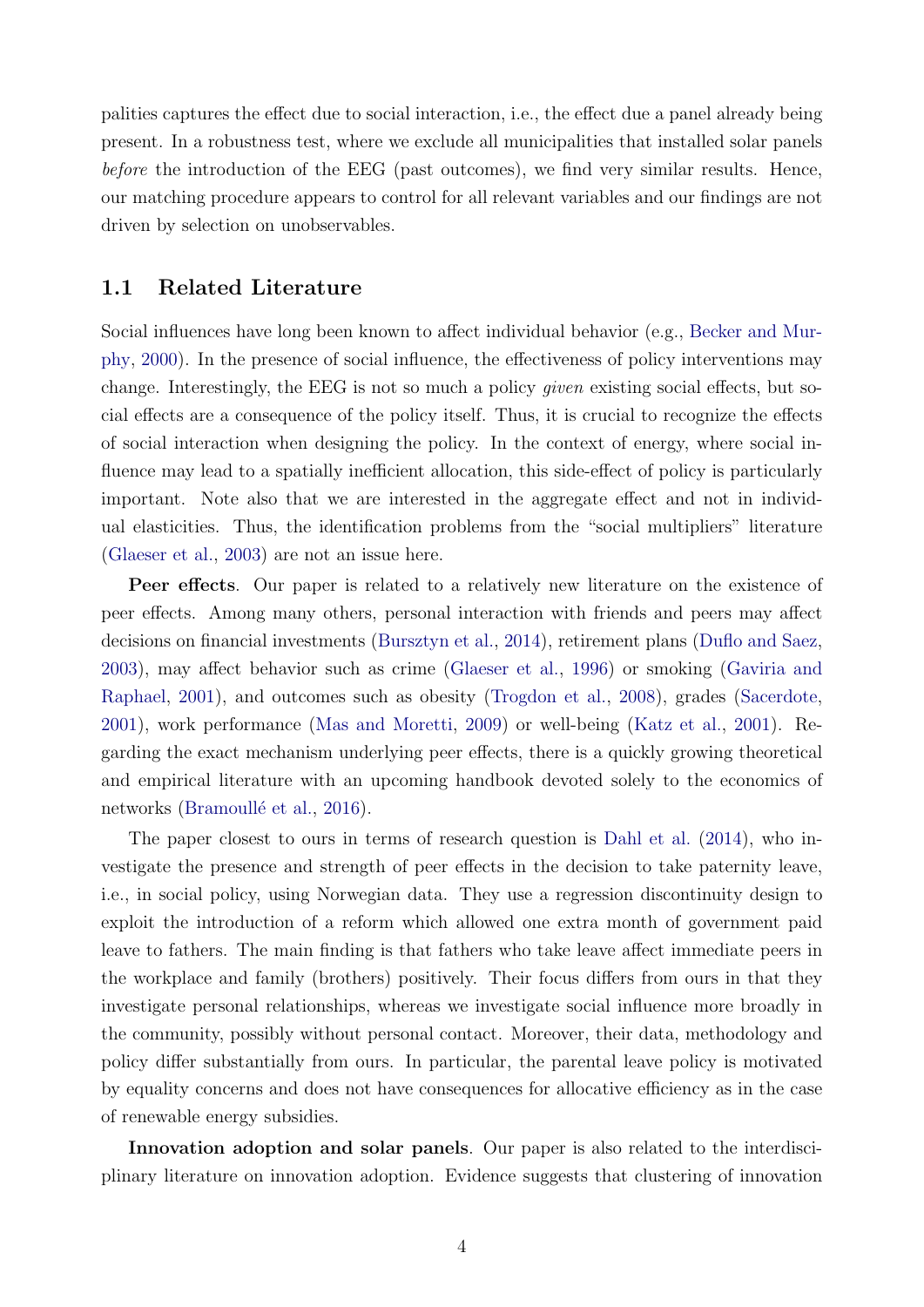palities captures the effect due to social interaction, i.e., the effect due a panel already being present. In a robustness test, where we exclude all municipalities that installed solar panels *before* the introduction of the EEG (past outcomes), we find very similar results. Hence, our matching procedure appears to control for all relevant variables and our findings are not driven by selection on unobservables.

## 1.1 Related Literature

Social influences have long been known to affect individual behavior (e.g., Becker and Murphy, 2000). In the presence of social influence, the effectiveness of policy interventions may change. Interestingly, the EEG is not so much a policy *given* existing social effects, but social effects are a consequence of the policy itself. Thus, it is crucial to recognize the effects of social interaction when designing the policy. In the context of energy, where social influence may lead to a spatially inefficient allocation, this side-effect of policy is particularly important. Note also that we are interested in the aggregate effect and not in individual elasticities. Thus, the identification problems from the "social multipliers" literature (Glaeser et al., 2003) are not an issue here.

**Peer effects**. Our paper is related to a relatively new literature on the existence of peer effects. Among many others, personal interaction with friends and peers may affect decisions on financial investments (Bursztyn et al., 2014), retirement plans (Duflo and Saez, 2003), may affect behavior such as crime (Glaeser et al., 1996) or smoking (Gaviria and Raphael, 2001), and outcomes such as obesity (Trogdon et al., 2008), grades (Sacerdote, 2001), work performance (Mas and Moretti, 2009) or well-being (Katz et al., 2001). Regarding the exact mechanism underlying peer effects, there is a quickly growing theoretical and empirical literature with an upcoming handbook devoted solely to the economics of networks (Bramoullé et al., 2016).

The paper closest to ours in terms of research question is Dahl et al. (2014), who investigate the presence and strength of peer effects in the decision to take paternity leave, i.e., in social policy, using Norwegian data. They use a regression discontinuity design to exploit the introduction of a reform which allowed one extra month of government paid leave to fathers. The main finding is that fathers who take leave affect immediate peers in the workplace and family (brothers) positively. Their focus differs from ours in that they investigate personal relationships, whereas we investigate social influence more broadly in the community, possibly without personal contact. Moreover, their data, methodology and policy differ substantially from ours. In particular, the parental leave policy is motivated by equality concerns and does not have consequences for allocative efficiency as in the case of renewable energy subsidies.

**Innovation adoption and solar panels**. Our paper is also related to the interdisciplinary literature on innovation adoption. Evidence suggests that clustering of innovation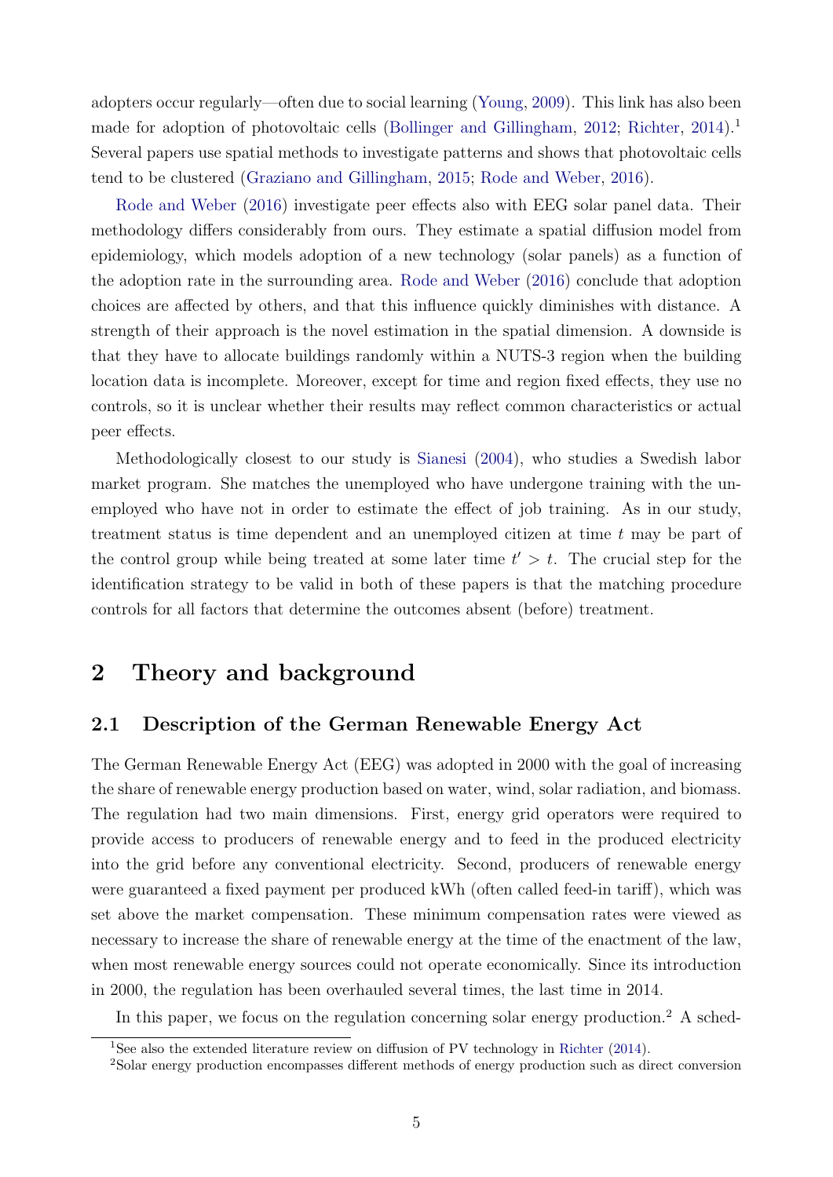adopters occur regularly—often due to social learning (Young, 2009). This link has also been made for adoption of photovoltaic cells (Bollinger and Gillingham, 2012; Richter, 2014).[1] Several papers use spatial methods to investigate patterns and shows that photovoltaic cells tend to be clustered (Graziano and Gillingham, 2015; Rode and Weber, 2016).

Rode and Weber (2016) investigate peer effects also with EEG solar panel data. Their methodology differs considerably from ours. They estimate a spatial diffusion model from epidemiology, which models adoption of a new technology (solar panels) as a function of the adoption rate in the surrounding area. Rode and Weber (2016) conclude that adoption choices are affected by others, and that this influence quickly diminishes with distance. A strength of their approach is the novel estimation in the spatial dimension. A downside is that they have to allocate buildings randomly within a NUTS-3 region when the building location data is incomplete. Moreover, except for time and region fixed effects, they use no controls, so it is unclear whether their results may reflect common characteristics or actual peer effects.

Methodologically closest to our study is Sianesi (2004), who studies a Swedish labor market program. She matches the unemployed who have undergone training with the unemployed who have not in order to estimate the effect of job training. As in our study, treatment status is time dependent and an unemployed citizen at time $t$ may be part of the control group while being treated at some later time $t' > t$. The crucial step for the identification strategy to be valid in both of these papers is that the matching procedure controls for all factors that determine the outcomes absent (before) treatment.

# 2 Theory and background

## 2.1 Description of the German Renewable Energy Act

The German Renewable Energy Act (EEG) was adopted in 2000 with the goal of increasing the share of renewable energy production based on water, wind, solar radiation, and biomass. The regulation had two main dimensions. First, energy grid operators were required to provide access to producers of renewable energy and to feed in the produced electricity into the grid before any conventional electricity. Second, producers of renewable energy were guaranteed a fixed payment per produced kWh (often called feed-in tariff), which was set above the market compensation. These minimum compensation rates were viewed as necessary to increase the share of renewable energy at the time of the enactment of the law, when most renewable energy sources could not operate economically. Since its introduction in 2000, the regulation has been overhauled several times, the last time in 2014.

In this paper, we focus on the regulation concerning solar energy production.[2] A sched-

[1] See also the extended literature review on diffusion of PV technology in Richter (2014).

[2] Solar energy production encompasses different methods of energy production such as direct conversion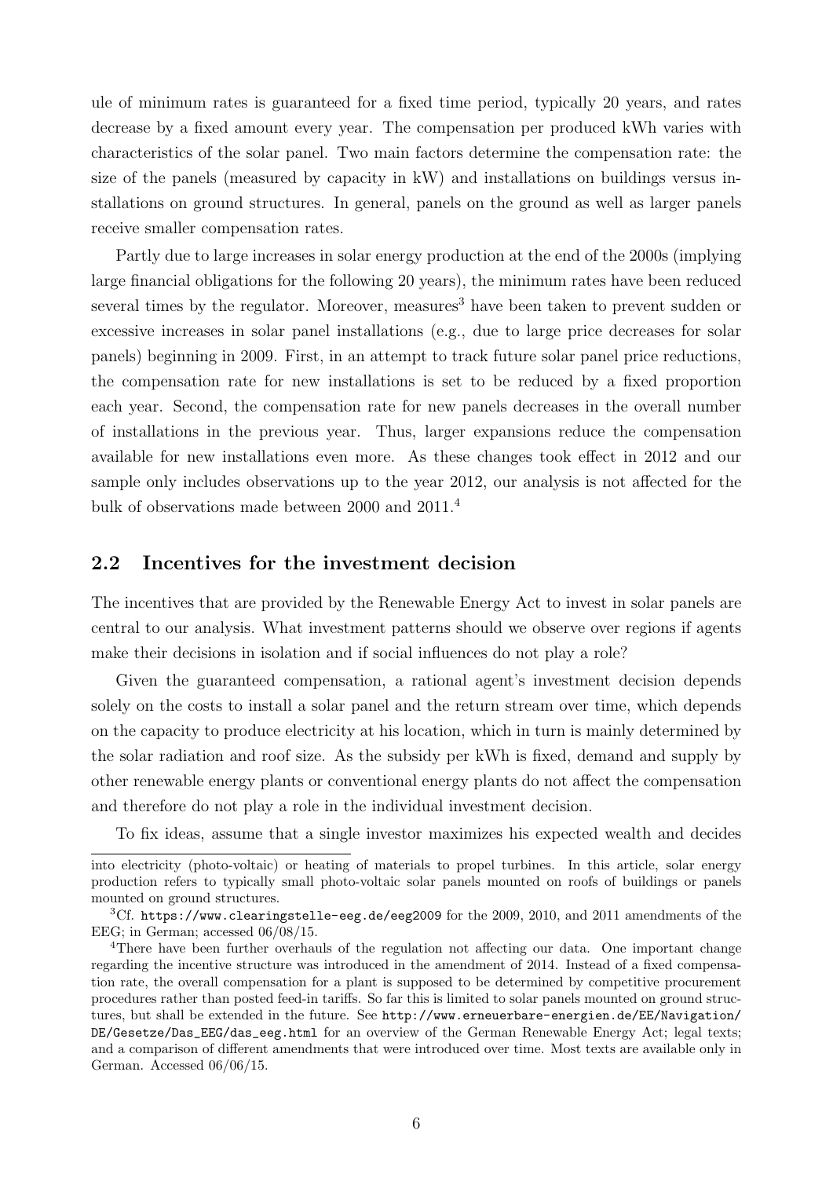ule of minimum rates is guaranteed for a fixed time period, typically 20 years, and rates decrease by a fixed amount every year. The compensation per produced kWh varies with characteristics of the solar panel. Two main factors determine the compensation rate: the size of the panels (measured by capacity in kW) and installations on buildings versus installations on ground structures. In general, panels on the ground as well as larger panels receive smaller compensation rates.

Partly due to large increases in solar energy production at the end of the 2000s (implying large financial obligations for the following 20 years), the minimum rates have been reduced several times by the regulator. Moreover, measures[3] have been taken to prevent sudden or excessive increases in solar panel installations (e.g., due to large price decreases for solar panels) beginning in 2009. First, in an attempt to track future solar panel price reductions, the compensation rate for new installations is set to be reduced by a fixed proportion each year. Second, the compensation rate for new panels decreases in the overall number of installations in the previous year. Thus, larger expansions reduce the compensation available for new installations even more. As these changes took effect in 2012 and our sample only includes observations up to the year 2012, our analysis is not affected for the bulk of observations made between 2000 and 2011.[4]

## 2.2 Incentives for the investment decision

The incentives that are provided by the Renewable Energy Act to invest in solar panels are central to our analysis. What investment patterns should we observe over regions if agents make their decisions in isolation and if social influences do not play a role?

Given the guaranteed compensation, a rational agent's investment decision depends solely on the costs to install a solar panel and the return stream over time, which depends on the capacity to produce electricity at his location, which in turn is mainly determined by the solar radiation and roof size. As the subsidy per kWh is fixed, demand and supply by other renewable energy plants or conventional energy plants do not affect the compensation and therefore do not play a role in the individual investment decision.

To fix ideas, assume that a single investor maximizes his expected wealth and decides

---

into electricity (photo-voltaic) or heating of materials to propel turbines. In this article, solar energy production refers to typically small photo-voltaic solar panels mounted on roofs of buildings or panels mounted on ground structures.

[3] Cf. https://www.clearingstelle-eeg.de/eeg2009 for the 2009, 2010, and 2011 amendments of the EEG; in German; accessed 06/08/15.

[4] There have been further overhauls of the regulation not affecting our data. One important change regarding the incentive structure was introduced in the amendment of 2014. Instead of a fixed compensation rate, the overall compensation for a plant is supposed to be determined by competitive procurement procedures rather than posted feed-in tariffs. So far this is limited to solar panels mounted on ground structures, but shall be extended in the future. See http://www.erneuerbare-energien.de/EE/Navigation/DE/Gesetze/Das_EEG/das_eeg.html for an overview of the German Renewable Energy Act; legal texts; and a comparison of different amendments that were introduced over time. Most texts are available only in German. Accessed 06/06/15.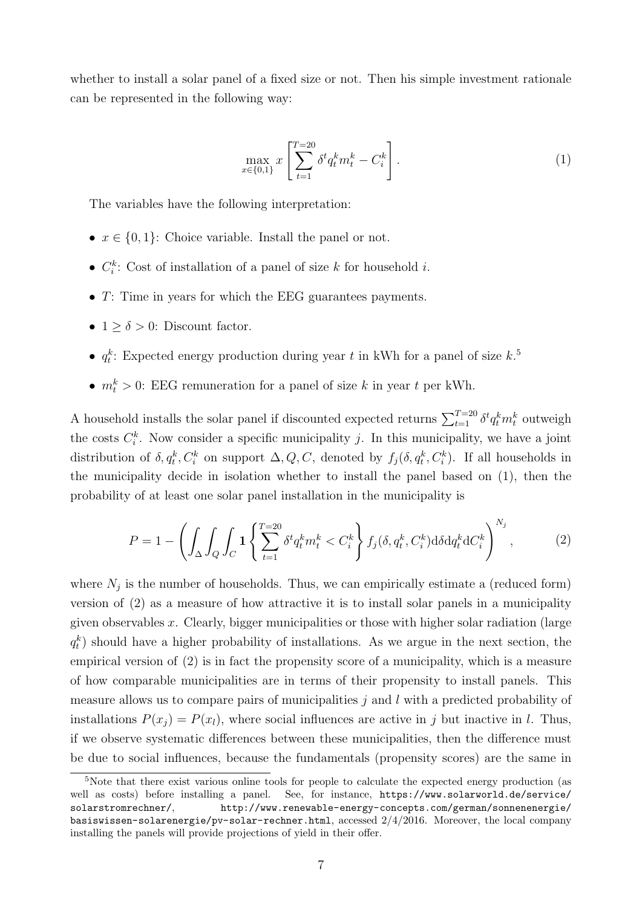whether to install a solar panel of a fixed size or not. Then his simple investment rationale can be represented in the following way:

$$\max_{x \in \{0,1\}} x \left[ \sum_{t=1}^{T=20} \delta^t q_t^k m_t^k - C_i^k \right]. \tag{1}$$

The variables have the following interpretation:

- $x \in \{0,1\}$: Choice variable. Install the panel or not.
- $C_i^k$: Cost of installation of a panel of size $k$ for household $i$.
- $T$: Time in years for which the EEG guarantees payments.
- $1 \geq \delta > 0$: Discount factor.
- $q_t^k$: Expected energy production during year $t$ in kWh for a panel of size $k$.[5]
- $m_t^k > 0$: EEG remuneration for a panel of size $k$ in year $t$ per kWh.

A household installs the solar panel if discounted expected returns $\sum_{t=1}^{T=20} \delta^t q_t^k m_t^k$ outweigh the costs $C_i^k$. Now consider a specific municipality $j$. In this municipality, we have a joint distribution of $\delta, q_t^k, C_i^k$ on support $\Delta, Q, C$, denoted by $f_j(\delta, q_t^k, C_i^k)$. If all households in the municipality decide in isolation whether to install the panel based on (1), then the probability of at least one solar panel installation in the municipality is

$$P = 1 - \left( \int_\Delta \int_Q \int_C \mathbf{1} \left\{ \sum_{t=1}^{T=20} \delta^t q_t^k m_t^k < C_i^k \right\} f_j(\delta, q_t^k, C_i^k) \mathrm{d}\delta \mathrm{d}q_t^k \mathrm{d}C_i^k \right)^{N_j}, \tag{2}$$

where $N_j$ is the number of households. Thus, we can empirically estimate a (reduced form) version of (2) as a measure of how attractive it is to install solar panels in a municipality given observables $x$. Clearly, bigger municipalities or those with higher solar radiation (large $q_t^k$) should have a higher probability of installations. As we argue in the next section, the empirical version of (2) is in fact the propensity score of a municipality, which is a measure of how comparable municipalities are in terms of their propensity to install panels. This measure allows us to compare pairs of municipalities $j$ and $l$ with a predicted probability of installations $P(x_j) = P(x_l)$, where social influences are active in $j$ but inactive in $l$. Thus, if we observe systematic differences between these municipalities, then the difference must be due to social influences, because the fundamentals (propensity scores) are the same in

[5] Note that there exist various online tools for people to calculate the expected energy production (as well as costs) before installing a panel. See, for instance, https://www.solarworld.de/service/solarstromrechner/, http://www.renewable-energy-concepts.com/german/sonnenenergie/basiswissen-solarenergie/pv-solar-rechner.html, accessed 2/4/2016. Moreover, the local company installing the panels will provide projections of yield in their offer.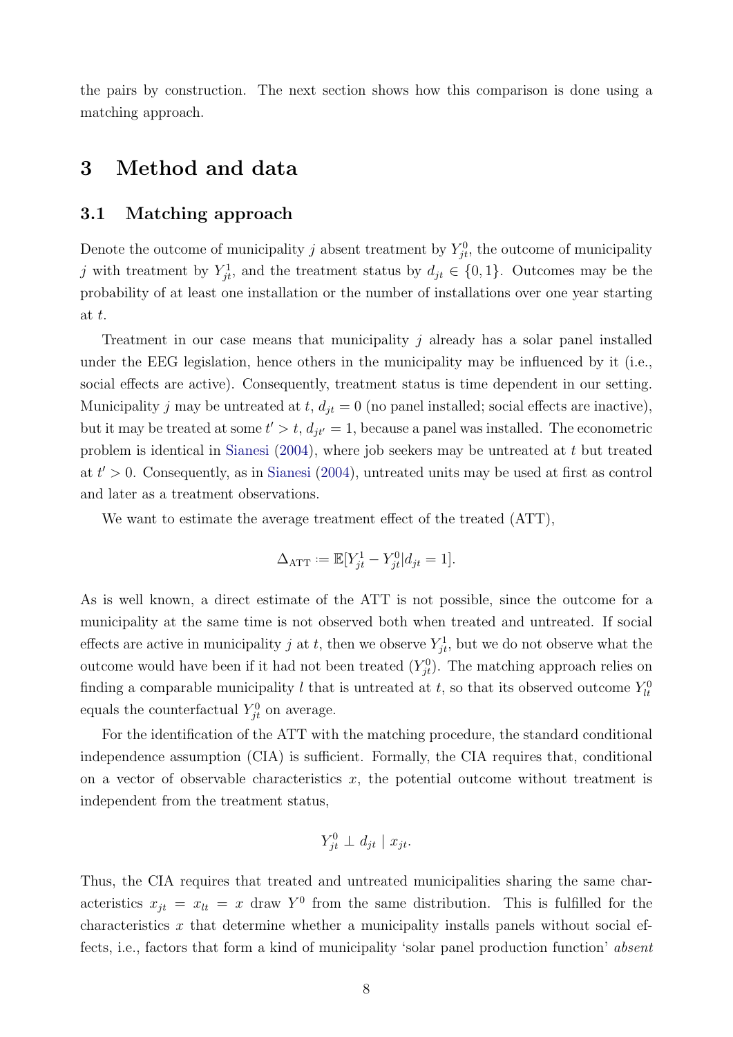the pairs by construction. The next section shows how this comparison is done using a matching approach.

# 3 Method and data

## 3.1 Matching approach

Denote the outcome of municipality $j$ absent treatment by $Y_{jt}^0$, the outcome of municipality $j$ with treatment by $Y_{jt}^1$, and the treatment status by $d_{jt} \in \{0, 1\}$. Outcomes may be the probability of at least one installation or the number of installations over one year starting at $t$.

Treatment in our case means that municipality $j$ already has a solar panel installed under the EEG legislation, hence others in the municipality may be influenced by it (i.e., social effects are active). Consequently, treatment status is time dependent in our setting. Municipality $j$ may be untreated at $t$, $d_{jt} = 0$ (no panel installed; social effects are inactive), but it may be treated at some $t' > t$, $d_{jt'} = 1$, because a panel was installed. The econometric problem is identical in Sianesi (2004), where job seekers may be untreated at $t$ but treated at $t' > 0$. Consequently, as in Sianesi (2004), untreated units may be used at first as control and later as a treatment observations.

We want to estimate the average treatment effect of the treated (ATT),

$$\Delta_{\text{ATT}} := \mathbb{E}[Y_{jt}^1 - Y_{jt}^0 | d_{jt} = 1].$$

As is well known, a direct estimate of the ATT is not possible, since the outcome for a municipality at the same time is not observed both when treated and untreated. If social effects are active in municipality $j$ at $t$, then we observe $Y_{jt}^1$, but we do not observe what the outcome would have been if it had not been treated ($Y_{jt}^0$). The matching approach relies on finding a comparable municipality $l$ that is untreated at $t$, so that its observed outcome $Y_{lt}^0$ equals the counterfactual $Y_{jt}^0$ on average.

For the identification of the ATT with the matching procedure, the standard conditional independence assumption (CIA) is sufficient. Formally, the CIA requires that, conditional on a vector of observable characteristics $x$, the potential outcome without treatment is independent from the treatment status,

$$Y_{jt}^0 \perp d_{jt} \mid x_{jt}.$$

Thus, the CIA requires that treated and untreated municipalities sharing the same characteristics $x_{jt} = x_{lt} = x$ draw $Y^0$ from the same distribution. This is fulfilled for the characteristics $x$ that determine whether a municipality installs panels without social effects, i.e., factors that form a kind of municipality 'solar panel production function' *absent*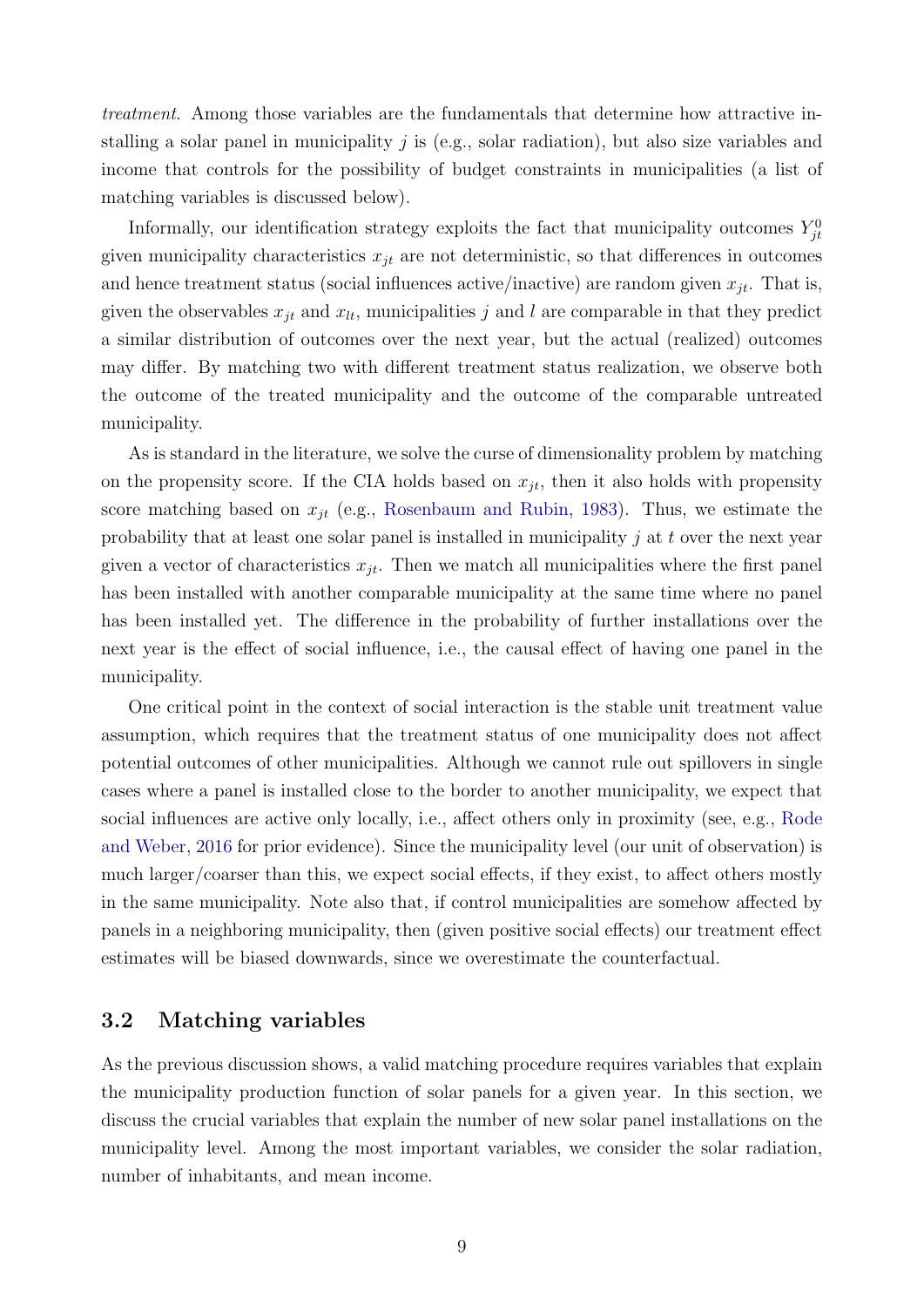*treatment*. Among those variables are the fundamentals that determine how attractive installing a solar panel in municipality $j$ is (e.g., solar radiation), but also size variables and income that controls for the possibility of budget constraints in municipalities (a list of matching variables is discussed below).

Informally, our identification strategy exploits the fact that municipality outcomes $Y_{jt}^0$ given municipality characteristics $x_{jt}$ are not deterministic, so that differences in outcomes and hence treatment status (social influences active/inactive) are random given $x_{jt}$. That is, given the observables $x_{jt}$ and $x_{lt}$, municipalities $j$ and $l$ are comparable in that they predict a similar distribution of outcomes over the next year, but the actual (realized) outcomes may differ. By matching two with different treatment status realization, we observe both the outcome of the treated municipality and the outcome of the comparable untreated municipality.

As is standard in the literature, we solve the curse of dimensionality problem by matching on the propensity score. If the CIA holds based on $x_{jt}$, then it also holds with propensity score matching based on $x_{jt}$ (e.g., Rosenbaum and Rubin, 1983). Thus, we estimate the probability that at least one solar panel is installed in municipality $j$ at $t$ over the next year given a vector of characteristics $x_{jt}$. Then we match all municipalities where the first panel has been installed with another comparable municipality at the same time where no panel has been installed yet. The difference in the probability of further installations over the next year is the effect of social influence, i.e., the causal effect of having one panel in the municipality.

One critical point in the context of social interaction is the stable unit treatment value assumption, which requires that the treatment status of one municipality does not affect potential outcomes of other municipalities. Although we cannot rule out spillovers in single cases where a panel is installed close to the border to another municipality, we expect that social influences are active only locally, i.e., affect others only in proximity (see, e.g., Rode and Weber, 2016 for prior evidence). Since the municipality level (our unit of observation) is much larger/coarser than this, we expect social effects, if they exist, to affect others mostly in the same municipality. Note also that, if control municipalities are somehow affected by panels in a neighboring municipality, then (given positive social effects) our treatment effect estimates will be biased downwards, since we overestimate the counterfactual.

## 3.2 Matching variables

As the previous discussion shows, a valid matching procedure requires variables that explain the municipality production function of solar panels for a given year. In this section, we discuss the crucial variables that explain the number of new solar panel installations on the municipality level. Among the most important variables, we consider the solar radiation, number of inhabitants, and mean income.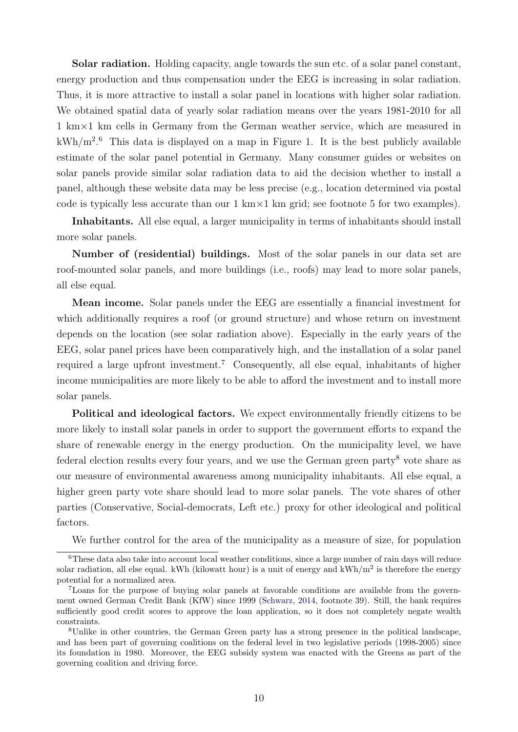**Solar radiation.** Holding capacity, angle towards the sun etc. of a solar panel constant, energy production and thus compensation under the EEG is increasing in solar radiation. Thus, it is more attractive to install a solar panel in locations with higher solar radiation. We obtained spatial data of yearly solar radiation means over the years 1981-2010 for all 1 km×1 km cells in Germany from the German weather service, which are measured in kWh/m$^2$.[6] This data is displayed on a map in Figure 1. It is the best publicly available estimate of the solar panel potential in Germany. Many consumer guides or websites on solar panels provide similar solar radiation data to aid the decision whether to install a panel, although these website data may be less precise (e.g., location determined via postal code is typically less accurate than our 1 km×1 km grid; see footnote 5 for two examples).

**Inhabitants.** All else equal, a larger municipality in terms of inhabitants should install more solar panels.

**Number of (residential) buildings.** Most of the solar panels in our data set are roof-mounted solar panels, and more buildings (i.e., roofs) may lead to more solar panels, all else equal.

**Mean income.** Solar panels under the EEG are essentially a financial investment for which additionally requires a roof (or ground structure) and whose return on investment depends on the location (see solar radiation above). Especially in the early years of the EEG, solar panel prices have been comparatively high, and the installation of a solar panel required a large upfront investment.[7] Consequently, all else equal, inhabitants of higher income municipalities are more likely to be able to afford the investment and to install more solar panels.

**Political and ideological factors.** We expect environmentally friendly citizens to be more likely to install solar panels in order to support the government efforts to expand the share of renewable energy in the energy production. On the municipality level, we have federal election results every four years, and we use the German green party[8] vote share as our measure of environmental awareness among municipality inhabitants. All else equal, a higher green party vote share should lead to more solar panels. The vote shares of other parties (Conservative, Social-democrats, Left etc.) proxy for other ideological and political factors.

We further control for the area of the municipality as a measure of size, for population

---

[6] These data also take into account local weather conditions, since a large number of rain days will reduce solar radiation, all else equal. kWh (kilowatt hour) is a unit of energy and kWh/m$^2$ is therefore the energy potential for a normalized area.

[7] Loans for the purpose of buying solar panels at favorable conditions are available from the government owned German Credit Bank (KfW) since 1999 (Schwarz, 2014, footnote 39). Still, the bank requires sufficiently good credit scores to approve the loan application, so it does not completely negate wealth constraints.

[8] Unlike in other countries, the German Green party has a strong presence in the political landscape, and has been part of governing coalitions on the federal level in two legislative periods (1998-2005) since its foundation in 1980. Moreover, the EEG subsidy system was enacted with the Greens as part of the governing coalition and driving force.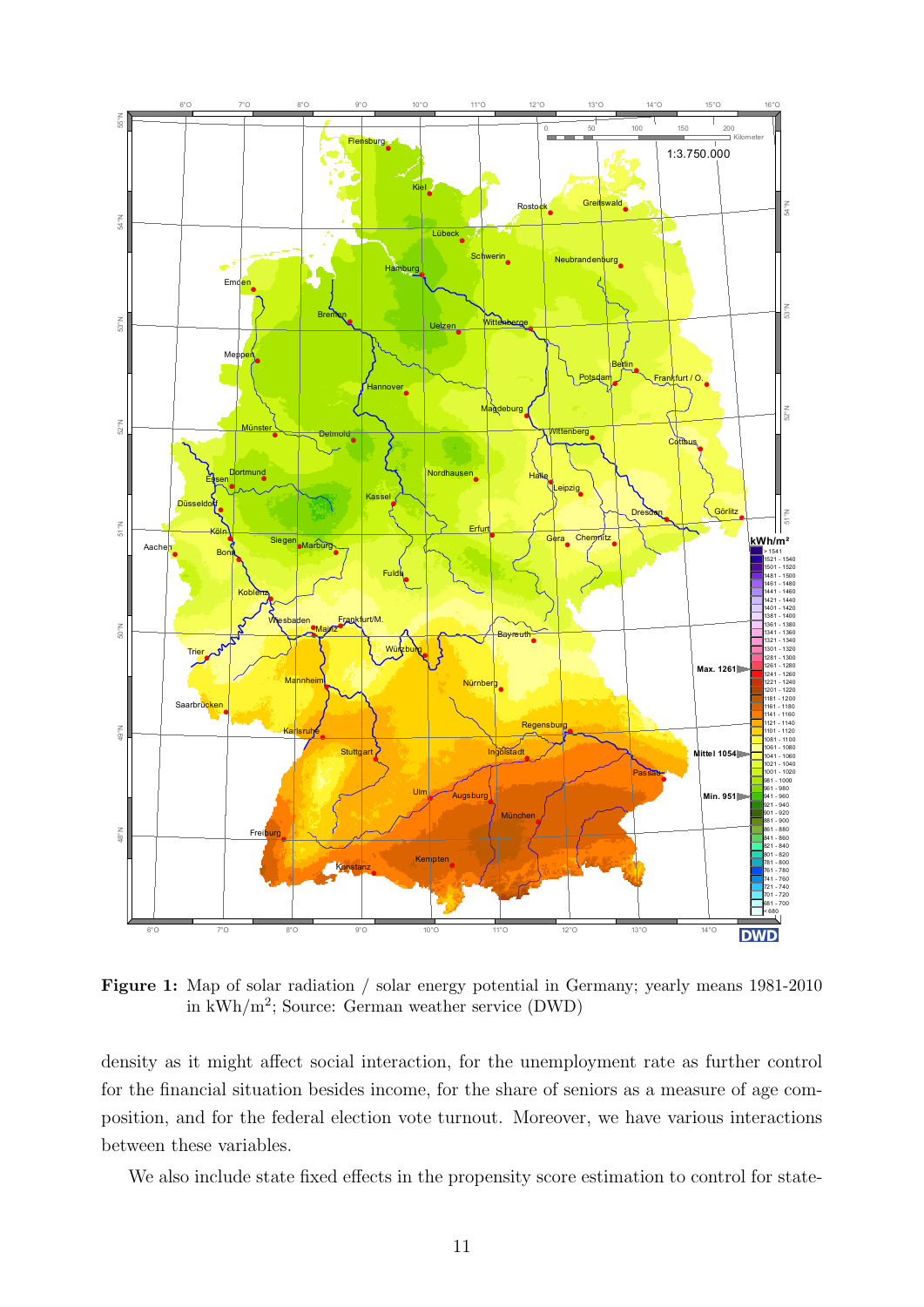**Figure 1:** Map of solar radiation / solar energy potential in Germany; yearly means 1981-2010 in kWh/m$^2$; Source: German weather service (DWD)

density as it might affect social interaction, for the unemployment rate as further control for the financial situation besides income, for the share of seniors as a measure of age composition, and for the federal election vote turnout. Moreover, we have various interactions between these variables.

We also include state fixed effects in the propensity score estimation to control for state-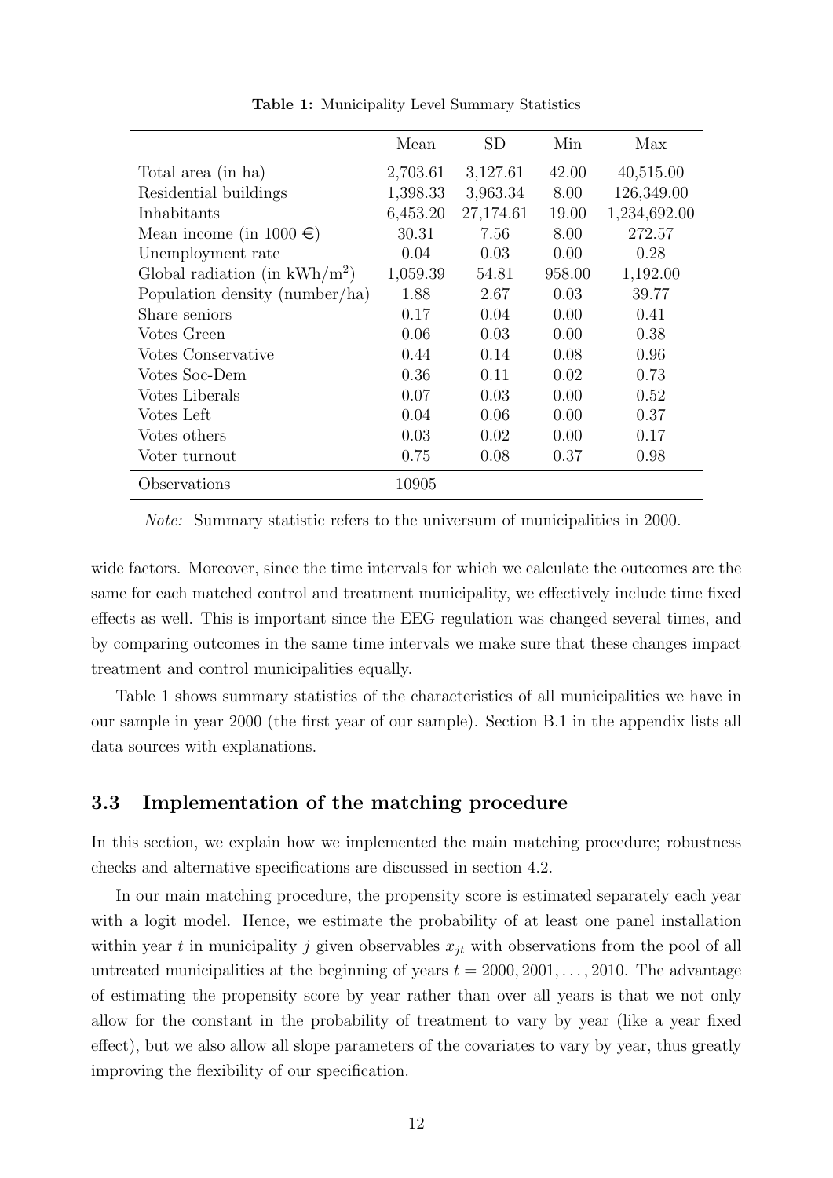**Table 1:** Municipality Level Summary Statistics

| | Mean | SD | Min | Max |
|---|---|---|---|---|
| Total area (in ha) | 2,703.61 | 3,127.61 | 42.00 | 40,515.00 |
| Residential buildings | 1,398.33 | 3,963.34 | 8.00 | 126,349.00 |
| Inhabitants | 6,453.20 | 27,174.61 | 19.00 | 1,234,692.00 |
| Mean income (in 1000 €) | 30.31 | 7.56 | 8.00 | 272.57 |
| Unemployment rate | 0.04 | 0.03 | 0.00 | 0.28 |
| Global radiation (in kWh/m$^2$) | 1,059.39 | 54.81 | 958.00 | 1,192.00 |
| Population density (number/ha) | 1.88 | 2.67 | 0.03 | 39.77 |
| Share seniors | 0.17 | 0.04 | 0.00 | 0.41 |
| Votes Green | 0.06 | 0.03 | 0.00 | 0.38 |
| Votes Conservative | 0.44 | 0.14 | 0.08 | 0.96 |
| Votes Soc-Dem | 0.36 | 0.11 | 0.02 | 0.73 |
| Votes Liberals | 0.07 | 0.03 | 0.00 | 0.52 |
| Votes Left | 0.04 | 0.06 | 0.00 | 0.37 |
| Votes others | 0.03 | 0.02 | 0.00 | 0.17 |
| Voter turnout | 0.75 | 0.08 | 0.37 | 0.98 |
| Observations | 10905 | | | |

*Note:* Summary statistic refers to the universum of municipalities in 2000.

wide factors. Moreover, since the time intervals for which we calculate the outcomes are the same for each matched control and treatment municipality, we effectively include time fixed effects as well. This is important since the EEG regulation was changed several times, and by comparing outcomes in the same time intervals we make sure that these changes impact treatment and control municipalities equally.

Table 1 shows summary statistics of the characteristics of all municipalities we have in our sample in year 2000 (the first year of our sample). Section B.1 in the appendix lists all data sources with explanations.

### 3.3 Implementation of the matching procedure

In this section, we explain how we implemented the main matching procedure; robustness checks and alternative specifications are discussed in section 4.2.

In our main matching procedure, the propensity score is estimated separately each year with a logit model. Hence, we estimate the probability of at least one panel installation within year $t$ in municipality $j$ given observables $x_{jt}$ with observations from the pool of all untreated municipalities at the beginning of years $t = 2000, 2001, \dots, 2010$. The advantage of estimating the propensity score by year rather than over all years is that we not only allow for the constant in the probability of treatment to vary by year (like a year fixed effect), but we also allow all slope parameters of the covariates to vary by year, thus greatly improving the flexibility of our specification.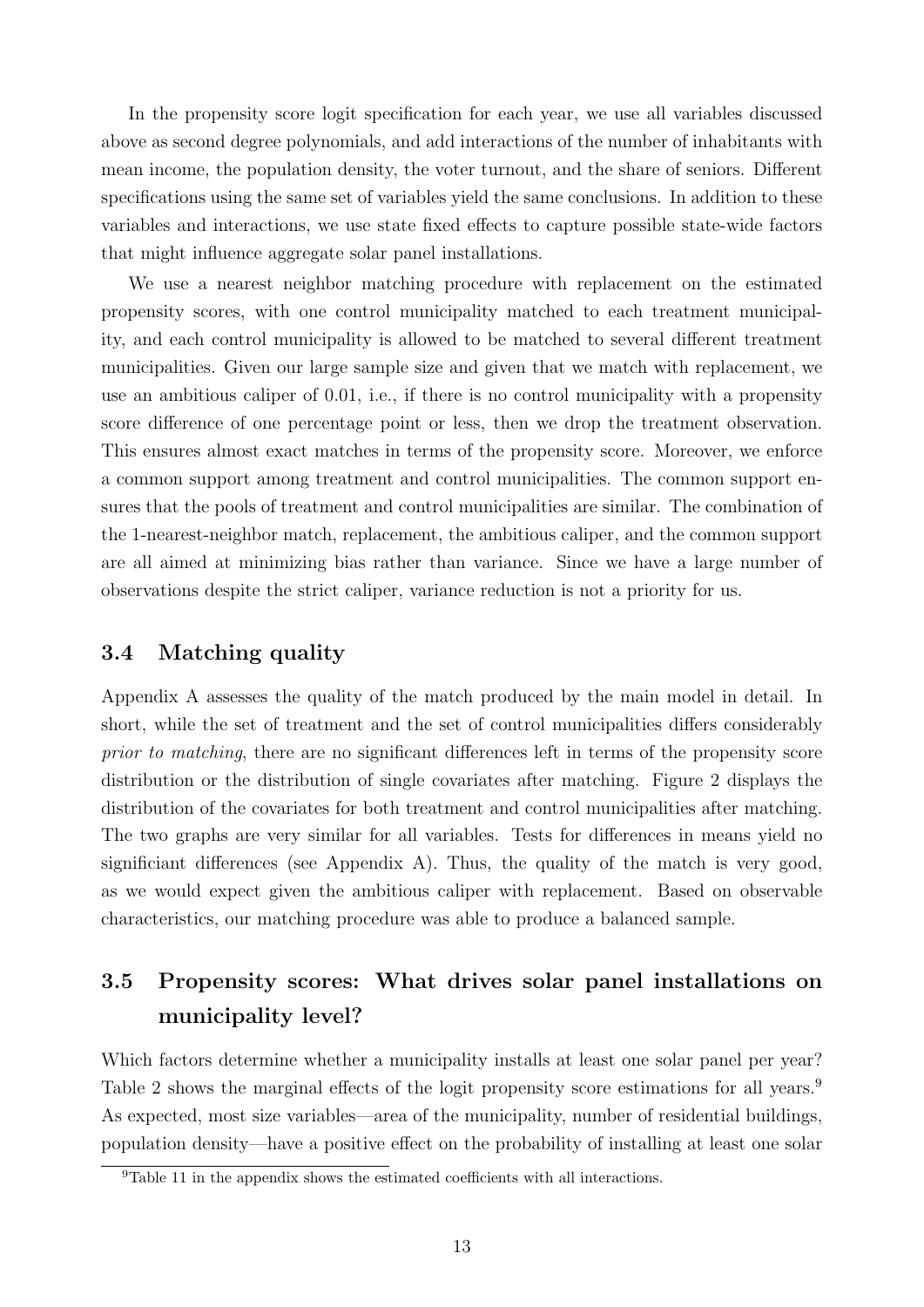In the propensity score logit specification for each year, we use all variables discussed above as second degree polynomials, and add interactions of the number of inhabitants with mean income, the population density, the voter turnout, and the share of seniors. Different specifications using the same set of variables yield the same conclusions. In addition to these variables and interactions, we use state fixed effects to capture possible state-wide factors that might influence aggregate solar panel installations.

We use a nearest neighbor matching procedure with replacement on the estimated propensity scores, with one control municipality matched to each treatment municipality, and each control municipality is allowed to be matched to several different treatment municipalities. Given our large sample size and given that we match with replacement, we use an ambitious caliper of 0.01, i.e., if there is no control municipality with a propensity score difference of one percentage point or less, then we drop the treatment observation. This ensures almost exact matches in terms of the propensity score. Moreover, we enforce a common support among treatment and control municipalities. The common support ensures that the pools of treatment and control municipalities are similar. The combination of the 1-nearest-neighbor match, replacement, the ambitious caliper, and the common support are all aimed at minimizing bias rather than variance. Since we have a large number of observations despite the strict caliper, variance reduction is not a priority for us.

## 3.4 Matching quality

Appendix A assesses the quality of the match produced by the main model in detail. In short, while the set of treatment and the set of control municipalities differs considerably *prior to matching*, there are no significant differences left in terms of the propensity score distribution or the distribution of single covariates after matching. Figure 2 displays the distribution of the covariates for both treatment and control municipalities after matching. The two graphs are very similar for all variables. Tests for differences in means yield no significiant differences (see Appendix A). Thus, the quality of the match is very good, as we would expect given the ambitious caliper with replacement. Based on observable characteristics, our matching procedure was able to produce a balanced sample.

## 3.5 Propensity scores: What drives solar panel installations on municipality level?

Which factors determine whether a municipality installs at least one solar panel per year? Table 2 shows the marginal effects of the logit propensity score estimations for all years.[9] As expected, most size variables—area of the municipality, number of residential buildings, population density—have a positive effect on the probability of installing at least one solar

[9] Table 11 in the appendix shows the estimated coefficients with all interactions.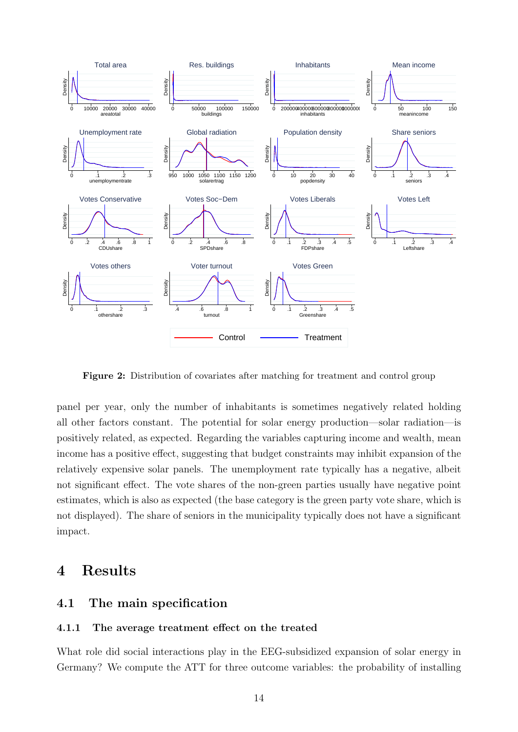**Figure 2:** Distribution of covariates after matching for treatment and control group

panel per year, only the number of inhabitants is sometimes negatively related holding all other factors constant. The potential for solar energy production—solar radiation—is positively related, as expected. Regarding the variables capturing income and wealth, mean income has a positive effect, suggesting that budget constraints may inhibit expansion of the relatively expensive solar panels. The unemployment rate typically has a negative, albeit not significant effect. The vote shares of the non-green parties usually have negative point estimates, which is also as expected (the base category is the green party vote share, which is not displayed). The share of seniors in the municipality typically does not have a significant impact.

# 4 Results

## 4.1 The main specification

### 4.1.1 The average treatment effect on the treated

What role did social interactions play in the EEG-subsidized expansion of solar energy in Germany? We compute the ATT for three outcome variables: the probability of installing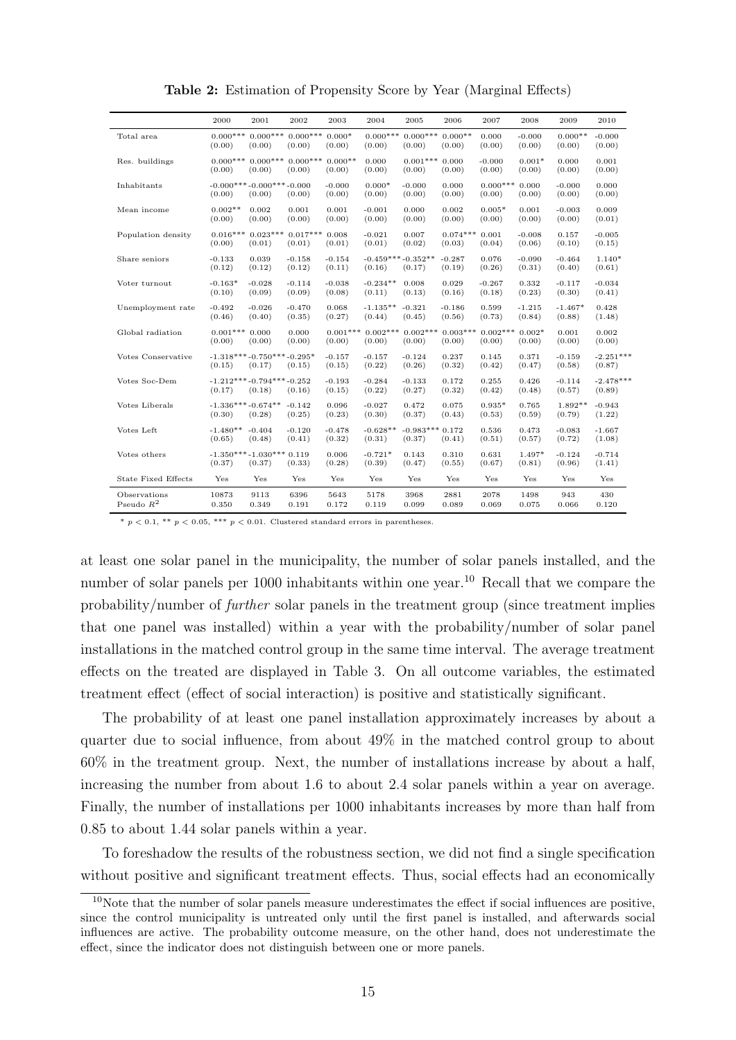**Table 2:** Estimation of Propensity Score by Year (Marginal Effects)

| | 2000 | 2001 | 2002 | 2003 | 2004 | 2005 | 2006 | 2007 | 2008 | 2009 | 2010 |
|---|---|---|---|---|---|---|---|---|---|---|---|
| Total area | 0.000*** | 0.000*** | 0.000*** | 0.000* | 0.000*** | 0.000*** | 0.000** | 0.000 | -0.000 | 0.000** | -0.000 |
| | (0.00) | (0.00) | (0.00) | (0.00) | (0.00) | (0.00) | (0.00) | (0.00) | (0.00) | (0.00) | (0.00) |
| Res. buildings | 0.000*** | 0.000*** | 0.000*** | 0.000** | 0.000 | 0.001*** | 0.000 | -0.000 | 0.001* | 0.000 | 0.001 |
| | (0.00) | (0.00) | (0.00) | (0.00) | (0.00) | (0.00) | (0.00) | (0.00) | (0.00) | (0.00) | (0.00) |
| Inhabitants | -0.000*** | -0.000*** | -0.000 | -0.000 | 0.000* | -0.000 | 0.000 | 0.000*** | 0.000 | -0.000 | 0.000 |
| | (0.00) | (0.00) | (0.00) | (0.00) | (0.00) | (0.00) | (0.00) | (0.00) | (0.00) | (0.00) | (0.00) |
| Mean income | 0.002** | 0.002 | 0.001 | 0.001 | -0.001 | 0.000 | 0.002 | 0.005* | 0.001 | -0.003 | 0.009 |
| | (0.00) | (0.00) | (0.00) | (0.00) | (0.00) | (0.00) | (0.00) | (0.00) | (0.00) | (0.00) | (0.01) |
| Population density | 0.016*** | 0.023*** | 0.017*** | 0.008 | -0.021 | 0.007 | 0.074*** | 0.001 | -0.008 | 0.157 | -0.005 |
| | (0.00) | (0.01) | (0.01) | (0.01) | (0.01) | (0.02) | (0.03) | (0.04) | (0.06) | (0.10) | (0.15) |
| Share seniors | -0.133 | 0.039 | -0.158 | -0.154 | -0.459*** | -0.352** | -0.287 | 0.076 | -0.090 | -0.464 | 1.140* |
| | (0.12) | (0.12) | (0.12) | (0.11) | (0.16) | (0.17) | (0.19) | (0.26) | (0.31) | (0.40) | (0.61) |
| Voter turnout | -0.163* | -0.028 | -0.114 | -0.038 | -0.234** | 0.008 | 0.029 | -0.267 | 0.332 | -0.117 | -0.034 |
| | (0.10) | (0.09) | (0.09) | (0.08) | (0.11) | (0.13) | (0.16) | (0.18) | (0.23) | (0.30) | (0.41) |
| Unemployment rate | -0.492 | -0.026 | -0.470 | 0.068 | -1.135** | -0.321 | -0.186 | 0.599 | -1.215 | -1.467* | 0.428 |
| | (0.46) | (0.40) | (0.35) | (0.27) | (0.44) | (0.45) | (0.56) | (0.73) | (0.84) | (0.88) | (1.48) |
| Global radiation | 0.001*** | 0.000 | 0.000 | 0.001*** | 0.002*** | 0.002*** | 0.003*** | 0.002*** | 0.002* | 0.001 | 0.002 |
| | (0.00) | (0.00) | (0.00) | (0.00) | (0.00) | (0.00) | (0.00) | (0.00) | (0.00) | (0.00) | (0.00) |
| Votes Conservative | -1.318*** | -0.750*** | -0.295* | -0.157 | -0.157 | -0.124 | 0.237 | 0.145 | 0.371 | -0.159 | -2.251*** |
| | (0.15) | (0.17) | (0.15) | (0.15) | (0.22) | (0.26) | (0.32) | (0.42) | (0.47) | (0.58) | (0.87) |
| Votes Soc-Dem | -1.212*** | -0.794*** | -0.252 | -0.193 | -0.284 | -0.133 | 0.172 | 0.255 | 0.426 | -0.114 | -2.478*** |
| | (0.17) | (0.18) | (0.16) | (0.15) | (0.22) | (0.27) | (0.32) | (0.42) | (0.48) | (0.57) | (0.89) |
| Votes Liberals | -1.336*** | -0.674** | -0.142 | 0.096 | -0.027 | 0.472 | 0.075 | 0.935* | 0.765 | 1.892** | -0.943 |
| | (0.30) | (0.28) | (0.25) | (0.23) | (0.30) | (0.37) | (0.43) | (0.53) | (0.59) | (0.79) | (1.22) |
| Votes Left | -1.480** | -0.404 | -0.120 | -0.478 | -0.628** | -0.983*** | 0.172 | 0.536 | 0.473 | -0.083 | -1.667 |
| | (0.65) | (0.48) | (0.41) | (0.32) | (0.31) | (0.37) | (0.41) | (0.51) | (0.57) | (0.72) | (1.08) |
| Votes others | -1.350*** | -1.030*** | 0.119 | 0.006 | -0.721* | 0.143 | 0.310 | 0.631 | 1.497* | -0.124 | -0.714 |
| | (0.37) | (0.37) | (0.33) | (0.28) | (0.39) | (0.47) | (0.55) | (0.67) | (0.81) | (0.96) | (1.41) |
| State Fixed Effects | Yes | Yes | Yes | Yes | Yes | Yes | Yes | Yes | Yes | Yes | Yes |
| Observations | 10873 | 9113 | 6396 | 5643 | 5178 | 3968 | 2881 | 2078 | 1498 | 943 | 430 |
| Pseudo $R^2$ | 0.350 | 0.349 | 0.191 | 0.172 | 0.119 | 0.099 | 0.089 | 0.069 | 0.075 | 0.066 | 0.120 |

\* $p < 0.1$, \*\* $p < 0.05$, \*\*\* $p < 0.01$. Clustered standard errors in parentheses.

at least one solar panel in the municipality, the number of solar panels installed, and the number of solar panels per 1000 inhabitants within one year.[10] Recall that we compare the probability/number of *further* solar panels in the treatment group (since treatment implies that one panel was installed) within a year with the probability/number of solar panel installations in the matched control group in the same time interval. The average treatment effects on the treated are displayed in Table 3. On all outcome variables, the estimated treatment effect (effect of social interaction) is positive and statistically significant.

The probability of at least one panel installation approximately increases by about a quarter due to social influence, from about 49% in the matched control group to about 60% in the treatment group. Next, the number of installations increase by about a half, increasing the number from about 1.6 to about 2.4 solar panels within a year on average. Finally, the number of installations per 1000 inhabitants increases by more than half from 0.85 to about 1.44 solar panels within a year.

To foreshadow the results of the robustness section, we did not find a single specification without positive and significant treatment effects. Thus, social effects had an economically

[10] Note that the number of solar panels measure underestimates the effect if social influences are positive, since the control municipality is untreated only until the first panel is installed, and afterwards social influences are active. The probability outcome measure, on the other hand, does not underestimate the effect, since the indicator does not distinguish between one or more panels.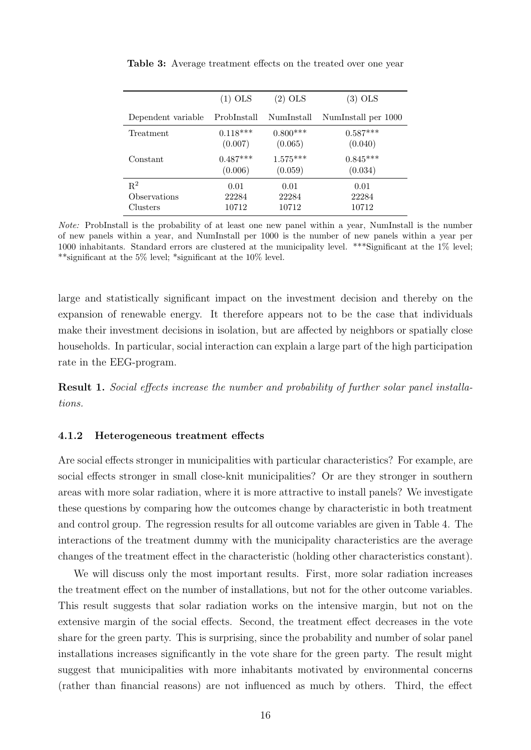**Table 3:** Average treatment effects on the treated over one year

| | (1) OLS | (2) OLS | (3) OLS |
|---|---|---|---|
| Dependent variable | ProbInstall | NumInstall | NumInstall per 1000 |
| Treatment | 0.118*** | 0.800*** | 0.587*** |
| | (0.007) | (0.065) | (0.040) |
| Constant | 0.487*** | 1.575*** | 0.845*** |
| | (0.006) | (0.059) | (0.034) |
| $R^2$ | 0.01 | 0.01 | 0.01 |
| Observations | 22284 | 22284 | 22284 |
| Clusters | 10712 | 10712 | 10712 |

*Note:* ProbInstall is the probability of at least one new panel within a year, NumInstall is the number of new panels within a year, and NumInstall per 1000 is the number of new panels within a year per 1000 inhabitants. Standard errors are clustered at the municipality level. ***Significant at the 1% level; **significant at the 5% level; *significant at the 10% level.

large and statistically significant impact on the investment decision and thereby on the expansion of renewable energy. It therefore appears not to be the case that individuals make their investment decisions in isolation, but are affected by neighbors or spatially close households. In particular, social interaction can explain a large part of the high participation rate in the EEG-program.

**Result 1.** *Social effects increase the number and probability of further solar panel installations.*

#### 4.1.2 Heterogeneous treatment effects

Are social effects stronger in municipalities with particular characteristics? For example, are social effects stronger in small close-knit municipalities? Or are they stronger in southern areas with more solar radiation, where it is more attractive to install panels? We investigate these questions by comparing how the outcomes change by characteristic in both treatment and control group. The regression results for all outcome variables are given in Table 4. The interactions of the treatment dummy with the municipality characteristics are the average changes of the treatment effect in the characteristic (holding other characteristics constant).

We will discuss only the most important results. First, more solar radiation increases the treatment effect on the number of installations, but not for the other outcome variables. This result suggests that solar radiation works on the intensive margin, but not on the extensive margin of the social effects. Second, the treatment effect decreases in the vote share for the green party. This is surprising, since the probability and number of solar panel installations increases significantly in the vote share for the green party. The result might suggest that municipalities with more inhabitants motivated by environmental concerns (rather than financial reasons) are not influenced as much by others. Third, the effect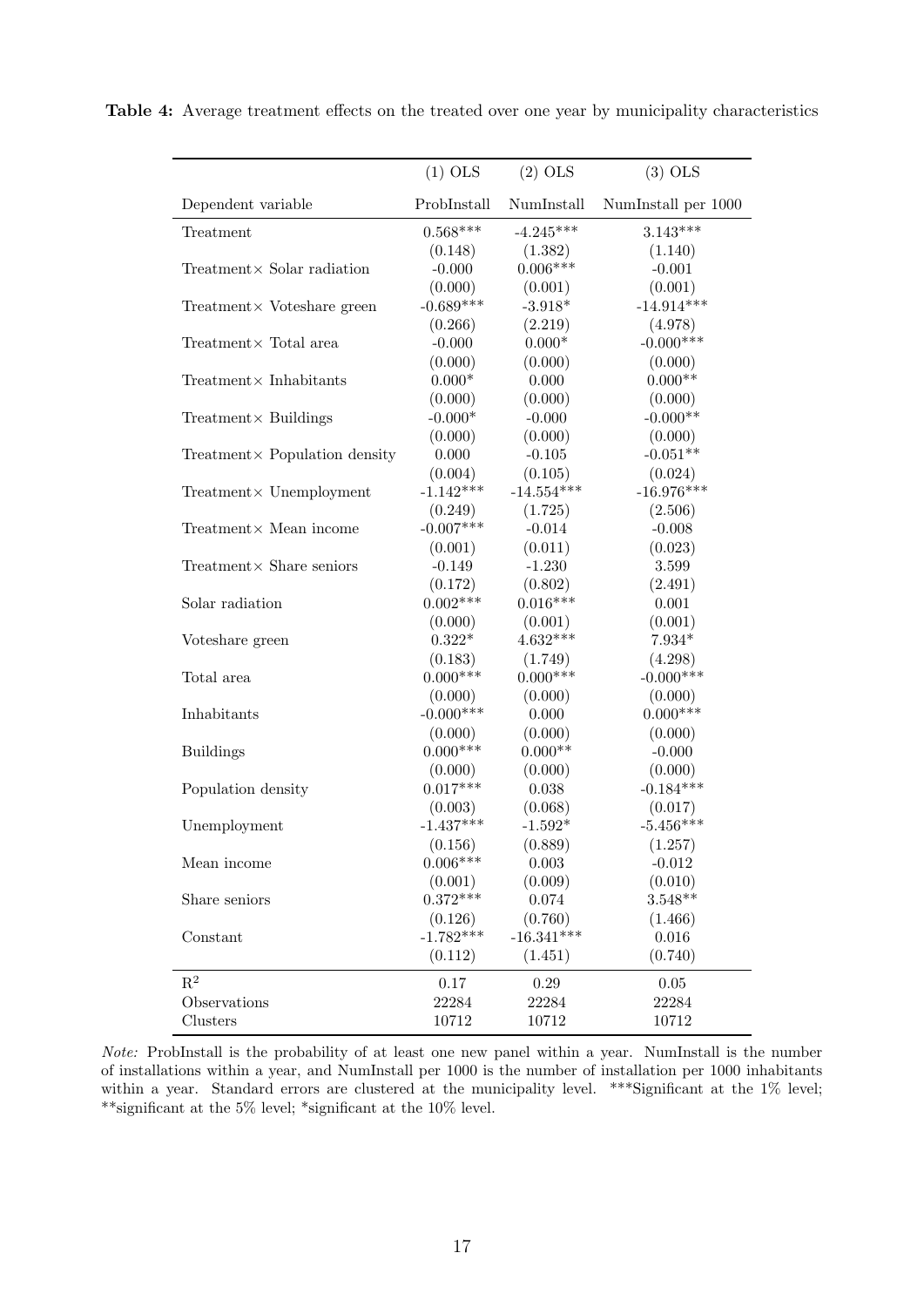**Table 4:** Average treatment effects on the treated over one year by municipality characteristics

| | (1) OLS | (2) OLS | (3) OLS |
|---|---|---|---|
| Dependent variable | ProbInstall | NumInstall | NumInstall per 1000 |
| Treatment | 0.568*** | -4.245*** | 3.143*** |
| | (0.148) | (1.382) | (1.140) |
| Treatment× Solar radiation | -0.000 | 0.006*** | -0.001 |
| | (0.000) | (0.001) | (0.001) |
| Treatment× Voteshare green | -0.689*** | -3.918* | -14.914*** |
| | (0.266) | (2.219) | (4.978) |
| Treatment× Total area | -0.000 | 0.000* | -0.000*** |
| | (0.000) | (0.000) | (0.000) |
| Treatment× Inhabitants | 0.000* | 0.000 | 0.000** |
| | (0.000) | (0.000) | (0.000) |
| Treatment× Buildings | -0.000* | -0.000 | -0.000** |
| | (0.000) | (0.000) | (0.000) |
| Treatment× Population density | 0.000 | -0.105 | -0.051** |
| | (0.004) | (0.105) | (0.024) |
| Treatment× Unemployment | -1.142*** | -14.554*** | -16.976*** |
| | (0.249) | (1.725) | (2.506) |
| Treatment× Mean income | -0.007*** | -0.014 | -0.008 |
| | (0.001) | (0.011) | (0.023) |
| Treatment× Share seniors | -0.149 | -1.230 | 3.599 |
| | (0.172) | (0.802) | (2.491) |
| Solar radiation | 0.002*** | 0.016*** | 0.001 |
| | (0.000) | (0.001) | (0.001) |
| Voteshare green | 0.322* | 4.632*** | 7.934* |
| | (0.183) | (1.749) | (4.298) |
| Total area | 0.000*** | 0.000*** | -0.000*** |
| | (0.000) | (0.000) | (0.000) |
| Inhabitants | -0.000*** | 0.000 | 0.000*** |
| | (0.000) | (0.000) | (0.000) |
| Buildings | 0.000*** | 0.000** | -0.000 |
| | (0.000) | (0.000) | (0.000) |
| Population density | 0.017*** | 0.038 | -0.184*** |
| | (0.003) | (0.068) | (0.017) |
| Unemployment | -1.437*** | -1.592* | -5.456*** |
| | (0.156) | (0.889) | (1.257) |
| Mean income | 0.006*** | 0.003 | -0.012 |
| | (0.001) | (0.009) | (0.010) |
| Share seniors | 0.372*** | 0.074 | 3.548** |
| | (0.126) | (0.760) | (1.466) |
| Constant | -1.782*** | -16.341*** | 0.016 |
| | (0.112) | (1.451) | (0.740) |
| $R^2$ | 0.17 | 0.29 | 0.05 |
| Observations | 22284 | 22284 | 22284 |
| Clusters | 10712 | 10712 | 10712 |

*Note:* ProbInstall is the probability of at least one new panel within a year. NumInstall is the number of installations within a year, and NumInstall per 1000 is the number of installation per 1000 inhabitants within a year. Standard errors are clustered at the municipality level. ***Significant at the 1% level; **significant at the 5% level; *significant at the 10% level.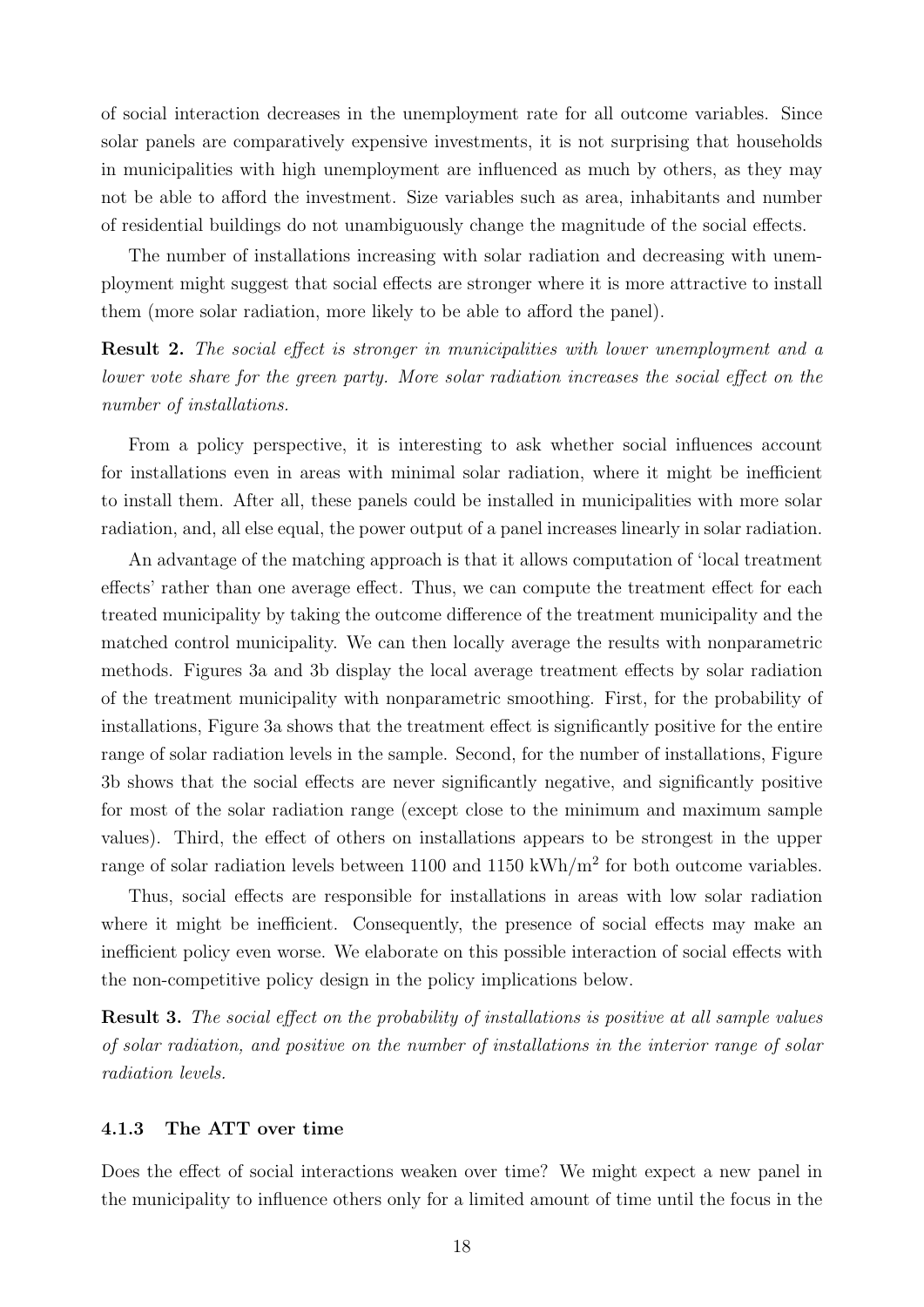of social interaction decreases in the unemployment rate for all outcome variables. Since solar panels are comparatively expensive investments, it is not surprising that households in municipalities with high unemployment are influenced as much by others, as they may not be able to afford the investment. Size variables such as area, inhabitants and number of residential buildings do not unambiguously change the magnitude of the social effects.

The number of installations increasing with solar radiation and decreasing with unemployment might suggest that social effects are stronger where it is more attractive to install them (more solar radiation, more likely to be able to afford the panel).

**Result 2.** *The social effect is stronger in municipalities with lower unemployment and a lower vote share for the green party. More solar radiation increases the social effect on the number of installations.*

From a policy perspective, it is interesting to ask whether social influences account for installations even in areas with minimal solar radiation, where it might be inefficient to install them. After all, these panels could be installed in municipalities with more solar radiation, and, all else equal, the power output of a panel increases linearly in solar radiation.

An advantage of the matching approach is that it allows computation of 'local treatment effects' rather than one average effect. Thus, we can compute the treatment effect for each treated municipality by taking the outcome difference of the treatment municipality and the matched control municipality. We can then locally average the results with nonparametric methods. Figures 3a and 3b display the local average treatment effects by solar radiation of the treatment municipality with nonparametric smoothing. First, for the probability of installations, Figure 3a shows that the treatment effect is significantly positive for the entire range of solar radiation levels in the sample. Second, for the number of installations, Figure 3b shows that the social effects are never significantly negative, and significantly positive for most of the solar radiation range (except close to the minimum and maximum sample values). Third, the effect of others on installations appears to be strongest in the upper range of solar radiation levels between 1100 and 1150 kWh/m$^2$ for both outcome variables.

Thus, social effects are responsible for installations in areas with low solar radiation where it might be inefficient. Consequently, the presence of social effects may make an inefficient policy even worse. We elaborate on this possible interaction of social effects with the non-competitive policy design in the policy implications below.

**Result 3.** *The social effect on the probability of installations is positive at all sample values of solar radiation, and positive on the number of installations in the interior range of solar radiation levels.*

### 4.1.3 The ATT over time

Does the effect of social interactions weaken over time? We might expect a new panel in the municipality to influence others only for a limited amount of time until the focus in the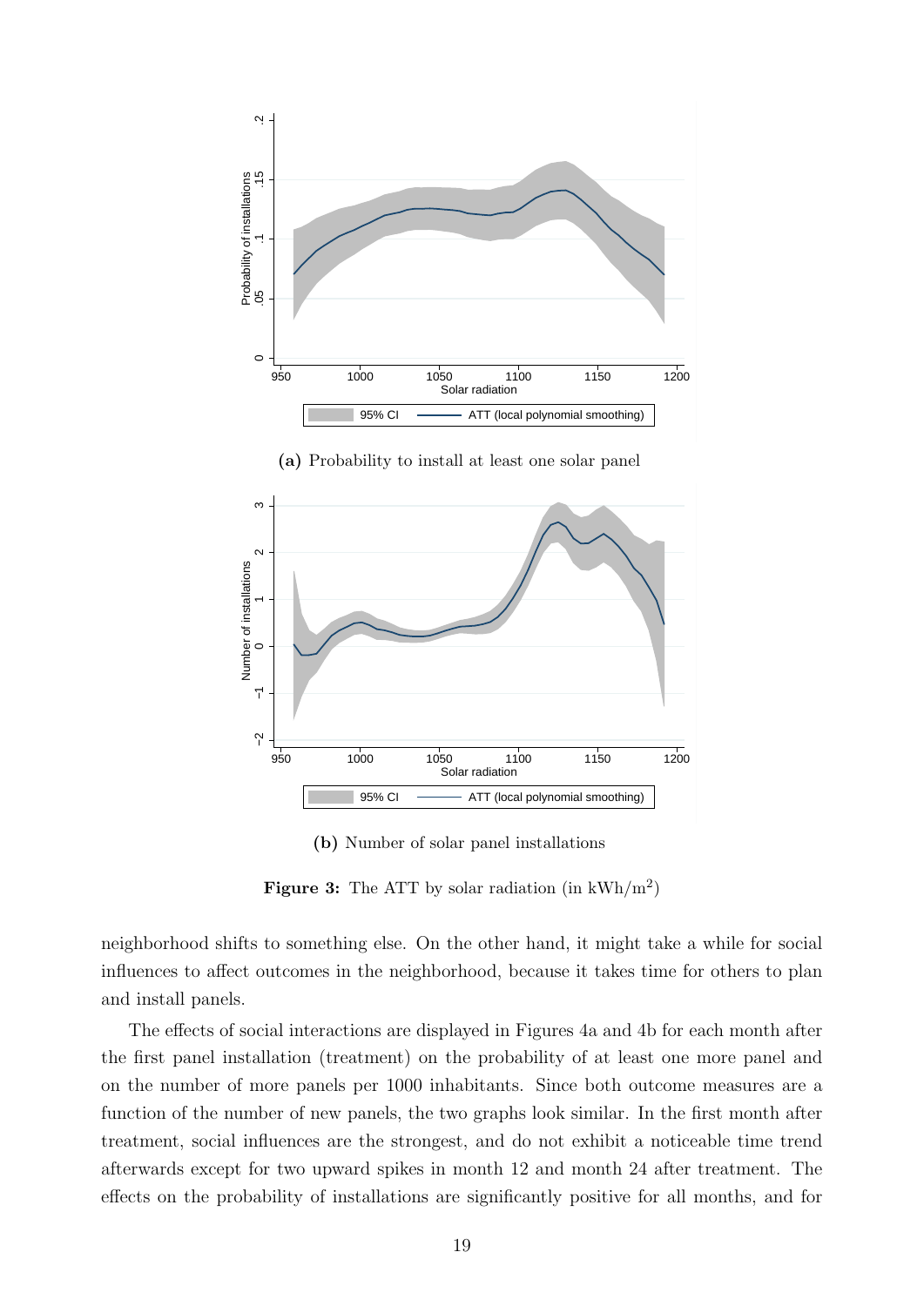(a) Probability to install at least one solar panel

(b) Number of solar panel installations

**Figure 3:** The ATT by solar radiation (in kWh/m$^2$)

neighborhood shifts to something else. On the other hand, it might take a while for social influences to affect outcomes in the neighborhood, because it takes time for others to plan and install panels.

The effects of social interactions are displayed in Figures 4a and 4b for each month after the first panel installation (treatment) on the probability of at least one more panel and on the number of more panels per 1000 inhabitants. Since both outcome measures are a function of the number of new panels, the two graphs look similar. In the first month after treatment, social influences are the strongest, and do not exhibit a noticeable time trend afterwards except for two upward spikes in month 12 and month 24 after treatment. The effects on the probability of installations are significantly positive for all months, and for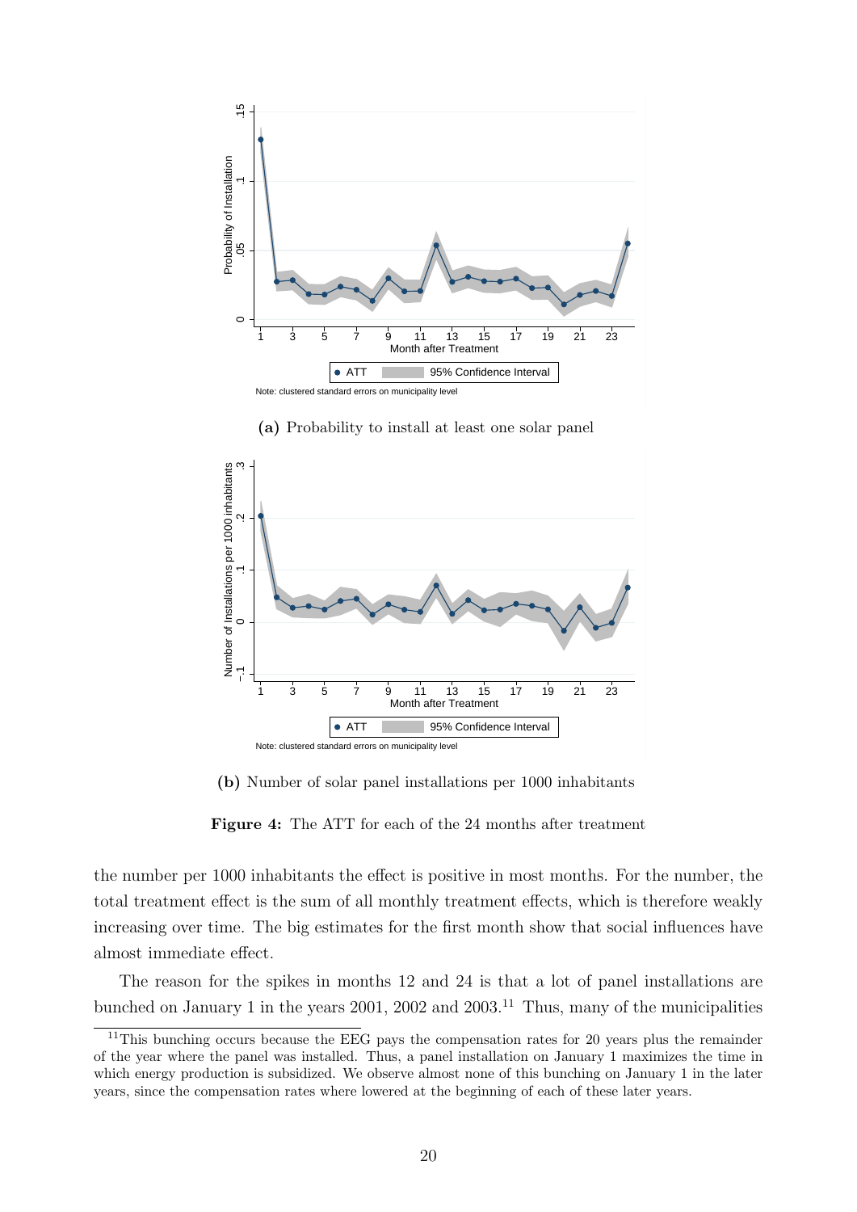(a) Probability to install at least one solar panel

(b) Number of solar panel installations per 1000 inhabitants

**Figure 4:** The ATT for each of the 24 months after treatment

the number per 1000 inhabitants the effect is positive in most months. For the number, the total treatment effect is the sum of all monthly treatment effects, which is therefore weakly increasing over time. The big estimates for the first month show that social influences have almost immediate effect.

The reason for the spikes in months 12 and 24 is that a lot of panel installations are bunched on January 1 in the years 2001, 2002 and 2003.[11] Thus, many of the municipalities

[11] This bunching occurs because the EEG pays the compensation rates for 20 years plus the remainder of the year where the panel was installed. Thus, a panel installation on January 1 maximizes the time in which energy production is subsidized. We observe almost none of this bunching on January 1 in the later years, since the compensation rates where lowered at the beginning of each of these later years.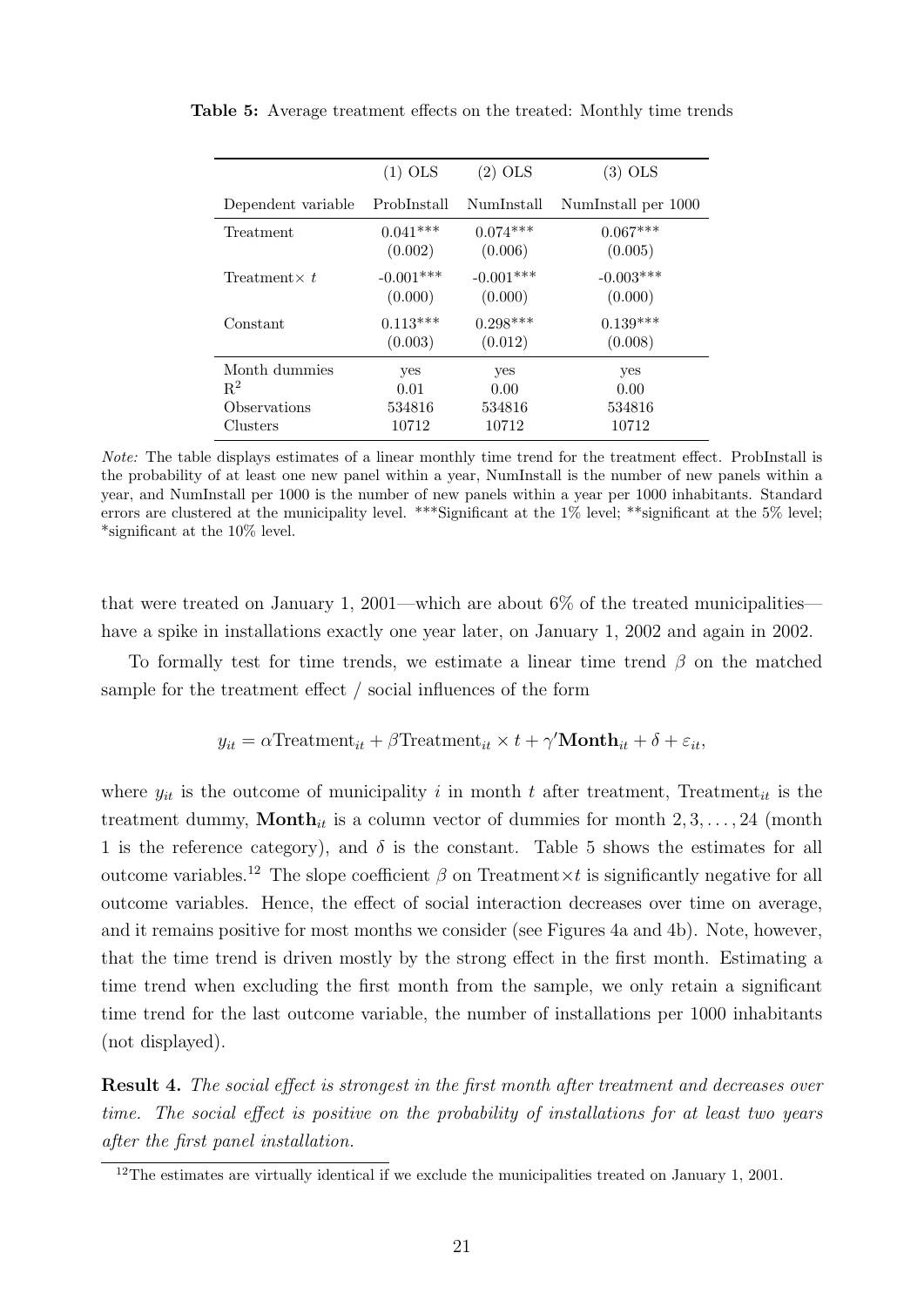**Table 5:** Average treatment effects on the treated: Monthly time trends

| | (1) OLS | (2) OLS | (3) OLS |
|---|---|---|---|
| Dependent variable | ProbInstall | NumInstall | NumInstall per 1000 |
| Treatment | 0.041*** | 0.074*** | 0.067*** |
| | (0.002) | (0.006) | (0.005) |
| Treatment× $t$ | -0.001*** | -0.001*** | -0.003*** |
| | (0.000) | (0.000) | (0.000) |
| Constant | 0.113*** | 0.298*** | 0.139*** |
| | (0.003) | (0.012) | (0.008) |
| Month dummies | yes | yes | yes |
| $R^2$ | 0.01 | 0.00 | 0.00 |
| Observations | 534816 | 534816 | 534816 |
| Clusters | 10712 | 10712 | 10712 |

*Note:* The table displays estimates of a linear monthly time trend for the treatment effect. ProbInstall is the probability of at least one new panel within a year, NumInstall is the number of new panels within a year, and NumInstall per 1000 is the number of new panels within a year per 1000 inhabitants. Standard errors are clustered at the municipality level. ***Significant at the 1% level; **significant at the 5% level; *significant at the 10% level.

that were treated on January 1, 2001—which are about 6% of the treated municipalities—have a spike in installations exactly one year later, on January 1, 2002 and again in 2002.

To formally test for time trends, we estimate a linear time trend $\beta$ on the matched sample for the treatment effect / social influences of the form

$$y_{it} = \alpha \text{Treatment}_{it} + \beta \text{Treatment}_{it} \times t + \gamma' \mathbf{Month}_{it} + \delta + \varepsilon_{it},$$

where $y_{it}$ is the outcome of municipality $i$ in month $t$ after treatment, $\text{Treatment}_{it}$ is the treatment dummy, $\mathbf{Month}_{it}$ is a column vector of dummies for month $2, 3, \ldots, 24$ (month 1 is the reference category), and $\delta$ is the constant. Table 5 shows the estimates for all outcome variables.[12] The slope coefficient $\beta$ on Treatment$\times t$ is significantly negative for all outcome variables. Hence, the effect of social interaction decreases over time on average, and it remains positive for most months we consider (see Figures 4a and 4b). Note, however, that the time trend is driven mostly by the strong effect in the first month. Estimating a time trend when excluding the first month from the sample, we only retain a significant time trend for the last outcome variable, the number of installations per 1000 inhabitants (not displayed).

**Result 4.** *The social effect is strongest in the first month after treatment and decreases over time. The social effect is positive on the probability of installations for at least two years after the first panel installation.*

[12] The estimates are virtually identical if we exclude the municipalities treated on January 1, 2001.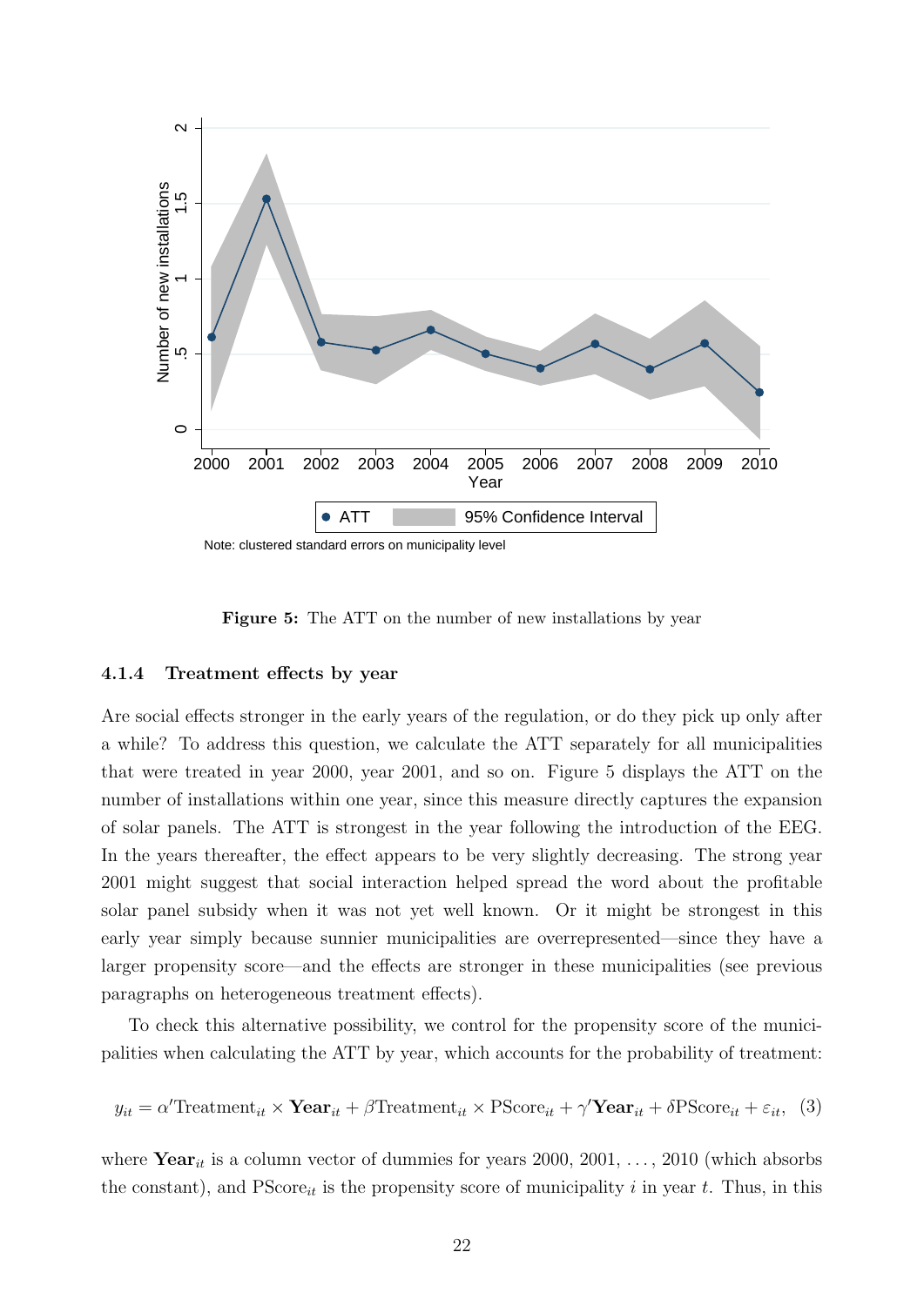Note: clustered standard errors on municipality level

**Figure 5:** The ATT on the number of new installations by year

#### 4.1.4 Treatment effects by year

Are social effects stronger in the early years of the regulation, or do they pick up only after a while? To address this question, we calculate the ATT separately for all municipalities that were treated in year 2000, year 2001, and so on. Figure 5 displays the ATT on the number of installations within one year, since this measure directly captures the expansion of solar panels. The ATT is strongest in the year following the introduction of the EEG. In the years thereafter, the effect appears to be very slightly decreasing. The strong year 2001 might suggest that social interaction helped spread the word about the profitable solar panel subsidy when it was not yet well known. Or it might be strongest in this early year simply because sunnier municipalities are overrepresented—since they have a larger propensity score—and the effects are stronger in these municipalities (see previous paragraphs on heterogeneous treatment effects).

To check this alternative possibility, we control for the propensity score of the municipalities when calculating the ATT by year, which accounts for the probability of treatment:

$$y_{it} = \alpha' \text{Treatment}_{it} \times \mathbf{Year}_{it} + \beta \text{Treatment}_{it} \times \text{PScore}_{it} + \gamma' \mathbf{Year}_{it} + \delta \text{PScore}_{it} + \varepsilon_{it}, \quad (3)$$

where $\mathbf{Year}_{it}$ is a column vector of dummies for years 2000, 2001, ..., 2010 (which absorbs the constant), and $\text{PScore}_{it}$ is the propensity score of municipality $i$ in year $t$. Thus, in this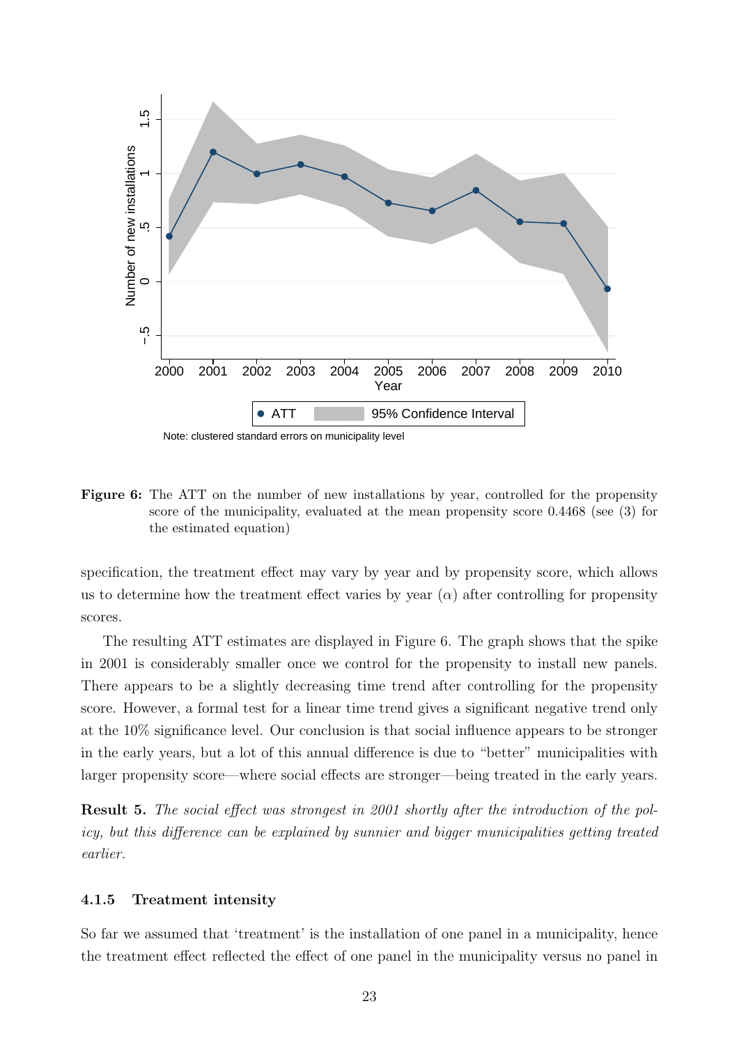Note: clustered standard errors on municipality level

**Figure 6:** The ATT on the number of new installations by year, controlled for the propensity score of the municipality, evaluated at the mean propensity score 0.4468 (see (3) for the estimated equation)

specification, the treatment effect may vary by year and by propensity score, which allows us to determine how the treatment effect varies by year ($\alpha$) after controlling for propensity scores.

The resulting ATT estimates are displayed in Figure 6. The graph shows that the spike in 2001 is considerably smaller once we control for the propensity to install new panels. There appears to be a slightly decreasing time trend after controlling for the propensity score. However, a formal test for a linear time trend gives a significant negative trend only at the 10% significance level. Our conclusion is that social influence appears to be stronger in the early years, but a lot of this annual difference is due to "better" municipalities with larger propensity score—where social effects are stronger—being treated in the early years.

**Result 5.** *The social effect was strongest in 2001 shortly after the introduction of the policy, but this difference can be explained by sunnier and bigger municipalities getting treated earlier.*

#### 4.1.5 Treatment intensity

So far we assumed that 'treatment' is the installation of one panel in a municipality, hence the treatment effect reflected the effect of one panel in the municipality versus no panel in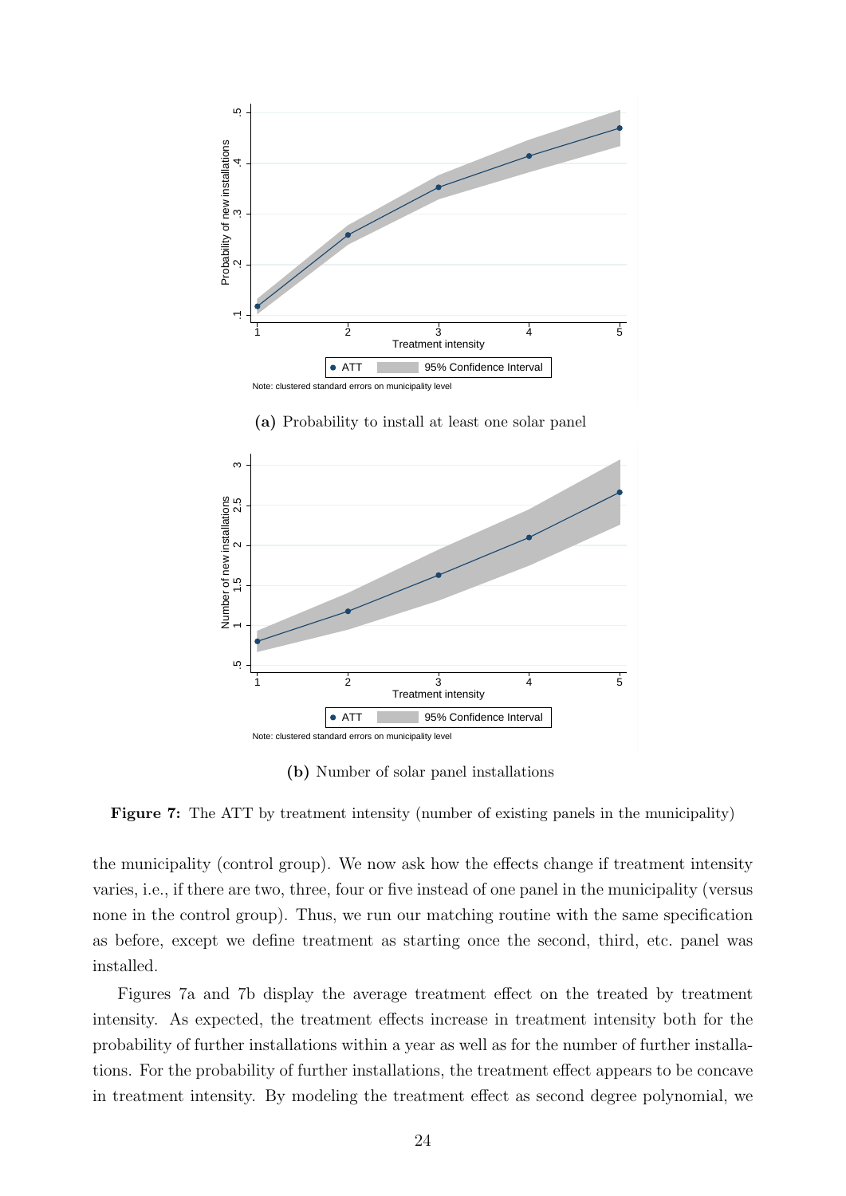(a) Probability to install at least one solar panel

(b) Number of solar panel installations

**Figure 7:** The ATT by treatment intensity (number of existing panels in the municipality)

the municipality (control group). We now ask how the effects change if treatment intensity varies, i.e., if there are two, three, four or five instead of one panel in the municipality (versus none in the control group). Thus, we run our matching routine with the same specification as before, except we define treatment as starting once the second, third, etc. panel was installed.

Figures 7a and 7b display the average treatment effect on the treated by treatment intensity. As expected, the treatment effects increase in treatment intensity both for the probability of further installations within a year as well as for the number of further installations. For the probability of further installations, the treatment effect appears to be concave in treatment intensity. By modeling the treatment effect as second degree polynomial, we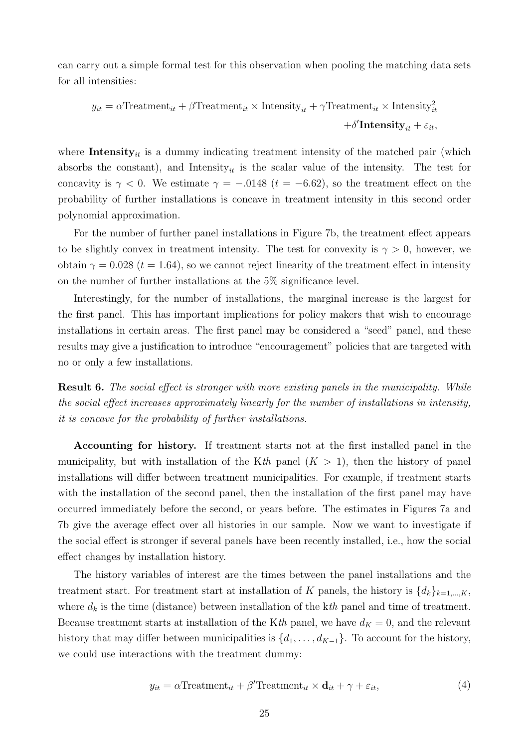can carry out a simple formal test for this observation when pooling the matching data sets for all intensities:

$$y_{it} = \alpha \text{Treatment}_{it} + \beta \text{Treatment}_{it} \times \text{Intensity}_{it} + \gamma \text{Treatment}_{it} \times \text{Intensity}_{it}^2 + \delta' \mathbf{Intensity}_{it} + \varepsilon_{it},$$

where $\mathbf{Intensity}_{it}$ is a dummy indicating treatment intensity of the matched pair (which absorbs the constant), and $\text{Intensity}_{it}$ is the scalar value of the intensity. The test for concavity is $\gamma < 0$. We estimate $\gamma = -.0148$ ($t = -6.62$), so the treatment effect on the probability of further installations is concave in treatment intensity in this second order polynomial approximation.

For the number of further panel installations in Figure 7b, the treatment effect appears to be slightly convex in treatment intensity. The test for convexity is $\gamma > 0$, however, we obtain $\gamma = 0.028$ ($t = 1.64$), so we cannot reject linearity of the treatment effect in intensity on the number of further installations at the 5% significance level.

Interestingly, for the number of installations, the marginal increase is the largest for the first panel. This has important implications for policy makers that wish to encourage installations in certain areas. The first panel may be considered a "seed" panel, and these results may give a justification to introduce "encouragement" policies that are targeted with no or only a few installations.

**Result 6.** *The social effect is stronger with more existing panels in the municipality. While the social effect increases approximately linearly for the number of installations in intensity, it is concave for the probability of further installations.*

**Accounting for history.** If treatment starts not at the first installed panel in the municipality, but with installation of the K*th* panel ($K > 1$), then the history of panel installations will differ between treatment municipalities. For example, if treatment starts with the installation of the second panel, then the installation of the first panel may have occurred immediately before the second, or years before. The estimates in Figures 7a and 7b give the average effect over all histories in our sample. Now we want to investigate if the social effect is stronger if several panels have been recently installed, i.e., how the social effect changes by installation history.

The history variables of interest are the times between the panel installations and the treatment start. For treatment start at installation of $K$ panels, the history is $\{d_k\}_{k=1,\dots,K}$, where $d_k$ is the time (distance) between installation of the k*th* panel and time of treatment. Because treatment starts at installation of the K*th* panel, we have $d_K = 0$, and the relevant history that may differ between municipalities is $\{d_1, \dots, d_{K-1}\}$. To account for the history, we could use interactions with the treatment dummy:

$$y_{it} = \alpha \text{Treatment}_{it} + \beta' \text{Treatment}_{it} \times \mathbf{d}_{it} + \gamma + \varepsilon_{it}, \tag{4}$$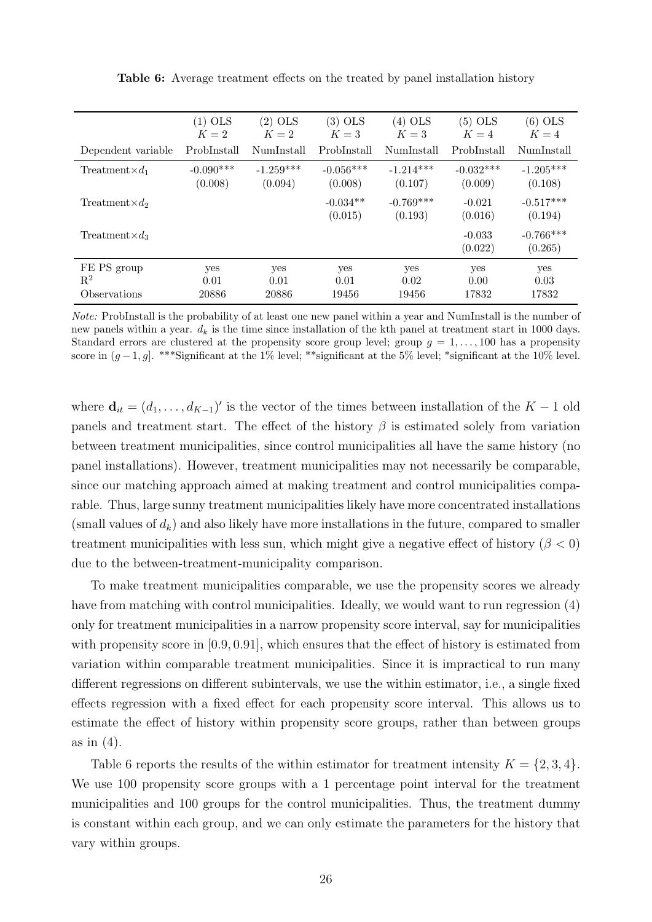**Table 6:** Average treatment effects on the treated by panel installation history

| | (1) OLS $K=2$ | (2) OLS $K=2$ | (3) OLS $K=3$ | (4) OLS $K=3$ | (5) OLS $K=4$ | (6) OLS $K=4$ |
|---|---|---|---|---|---|---|
| Dependent variable | ProbInstall | NumInstall | ProbInstall | NumInstall | ProbInstall | NumInstall |
| Treatment$\times d_1$ | -0.090*** | -1.259*** | -0.056*** | -1.214*** | -0.032*** | -1.205*** |
| | (0.008) | (0.094) | (0.008) | (0.107) | (0.009) | (0.108) |
| Treatment$\times d_2$ | | | -0.034** | -0.769*** | -0.021 | -0.517*** |
| | | | (0.015) | (0.193) | (0.016) | (0.194) |
| Treatment$\times d_3$ | | | | | -0.033 | -0.766*** |
| | | | | | (0.022) | (0.265) |
| FE PS group | yes | yes | yes | yes | yes | yes |
| $R^2$ | 0.01 | 0.01 | 0.01 | 0.02 | 0.00 | 0.03 |
| Observations | 20886 | 20886 | 19456 | 19456 | 17832 | 17832 |

*Note:* ProbInstall is the probability of at least one new panel within a year and NumInstall is the number of new panels within a year. $d_k$ is the time since installation of the kth panel at treatment start in 1000 days. Standard errors are clustered at the propensity score group level; group $g = 1, \ldots, 100$ has a propensity score in $(g-1, g]$. ***Significant at the 1% level; **significant at the 5% level; *significant at the 10% level.

where $\mathbf{d}_{it} = (d_1, \ldots, d_{K-1})'$ is the vector of the times between installation of the $K-1$ old panels and treatment start. The effect of the history $\beta$ is estimated solely from variation between treatment municipalities, since control municipalities all have the same history (no panel installations). However, treatment municipalities may not necessarily be comparable, since our matching approach aimed at making treatment and control municipalities comparable. Thus, large sunny treatment municipalities likely have more concentrated installations (small values of $d_k$) and also likely have more installations in the future, compared to smaller treatment municipalities with less sun, which might give a negative effect of history ($\beta < 0$) due to the between-treatment-municipality comparison.

To make treatment municipalities comparable, we use the propensity scores we already have from matching with control municipalities. Ideally, we would want to run regression (4) only for treatment municipalities in a narrow propensity score interval, say for municipalities with propensity score in $[0.9, 0.91]$, which ensures that the effect of history is estimated from variation within comparable treatment municipalities. Since it is impractical to run many different regressions on different subintervals, we use the within estimator, i.e., a single fixed effects regression with a fixed effect for each propensity score interval. This allows us to estimate the effect of history within propensity score groups, rather than between groups as in (4).

Table 6 reports the results of the within estimator for treatment intensity $K = \{2, 3, 4\}$. We use 100 propensity score groups with a 1 percentage point interval for the treatment municipalities and 100 groups for the control municipalities. Thus, the treatment dummy is constant within each group, and we can only estimate the parameters for the history that vary within groups.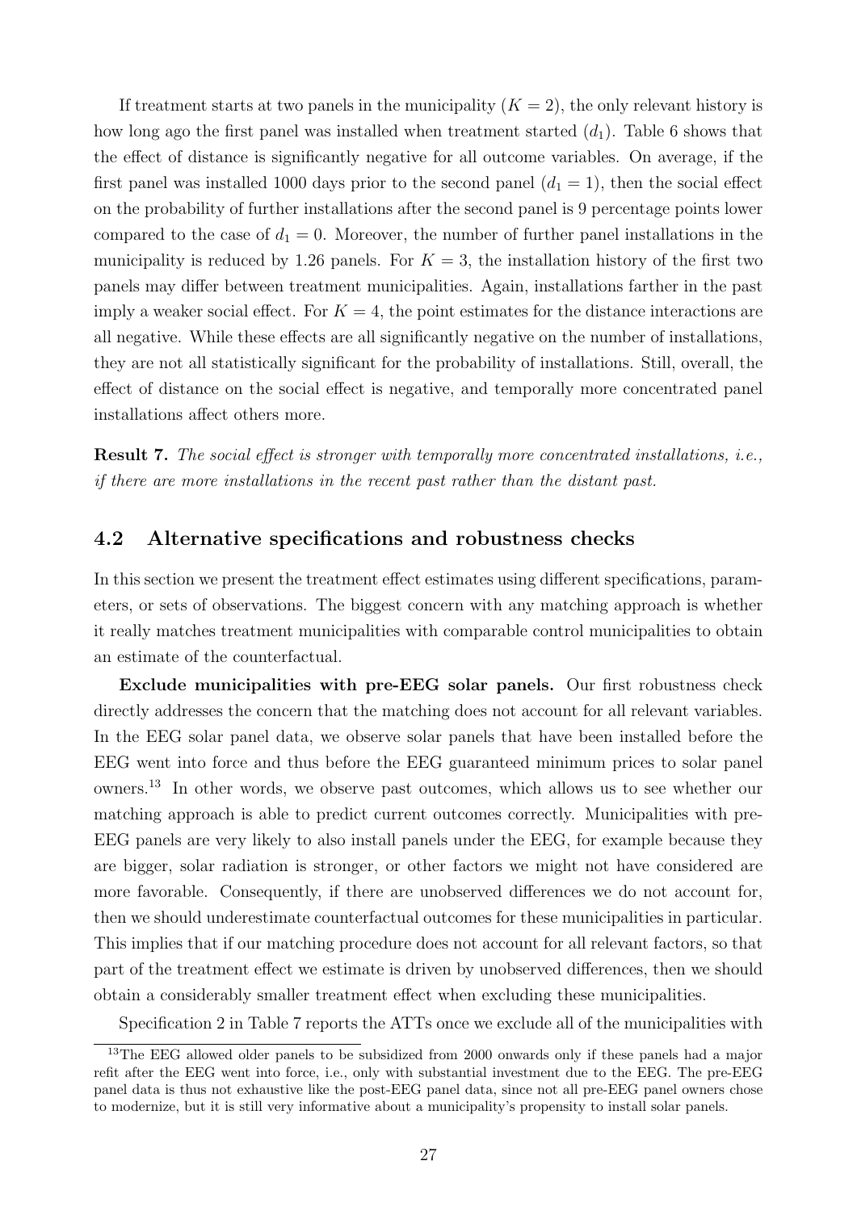If treatment starts at two panels in the municipality ($K = 2$), the only relevant history is how long ago the first panel was installed when treatment started ($d_1$). Table 6 shows that the effect of distance is significantly negative for all outcome variables. On average, if the first panel was installed 1000 days prior to the second panel ($d_1 = 1$), then the social effect on the probability of further installations after the second panel is 9 percentage points lower compared to the case of $d_1 = 0$. Moreover, the number of further panel installations in the municipality is reduced by 1.26 panels. For $K = 3$, the installation history of the first two panels may differ between treatment municipalities. Again, installations farther in the past imply a weaker social effect. For $K = 4$, the point estimates for the distance interactions are all negative. While these effects are all significantly negative on the number of installations, they are not all statistically significant for the probability of installations. Still, overall, the effect of distance on the social effect is negative, and temporally more concentrated panel installations affect others more.

**Result 7.** *The social effect is stronger with temporally more concentrated installations, i.e., if there are more installations in the recent past rather than the distant past.*

## 4.2 Alternative specifications and robustness checks

In this section we present the treatment effect estimates using different specifications, parameters, or sets of observations. The biggest concern with any matching approach is whether it really matches treatment municipalities with comparable control municipalities to obtain an estimate of the counterfactual.

**Exclude municipalities with pre-EEG solar panels.** Our first robustness check directly addresses the concern that the matching does not account for all relevant variables. In the EEG solar panel data, we observe solar panels that have been installed before the EEG went into force and thus before the EEG guaranteed minimum prices to solar panel owners.[13] In other words, we observe past outcomes, which allows us to see whether our matching approach is able to predict current outcomes correctly. Municipalities with pre-EEG panels are very likely to also install panels under the EEG, for example because they are bigger, solar radiation is stronger, or other factors we might not have considered are more favorable. Consequently, if there are unobserved differences we do not account for, then we should underestimate counterfactual outcomes for these municipalities in particular. This implies that if our matching procedure does not account for all relevant factors, so that part of the treatment effect we estimate is driven by unobserved differences, then we should obtain a considerably smaller treatment effect when excluding these municipalities.

Specification 2 in Table 7 reports the ATTs once we exclude all of the municipalities with

[13] The EEG allowed older panels to be subsidized from 2000 onwards only if these panels had a major refit after the EEG went into force, i.e., only with substantial investment due to the EEG. The pre-EEG panel data is thus not exhaustive like the post-EEG panel data, since not all pre-EEG panel owners chose to modernize, but it is still very informative about a municipality's propensity to install solar panels.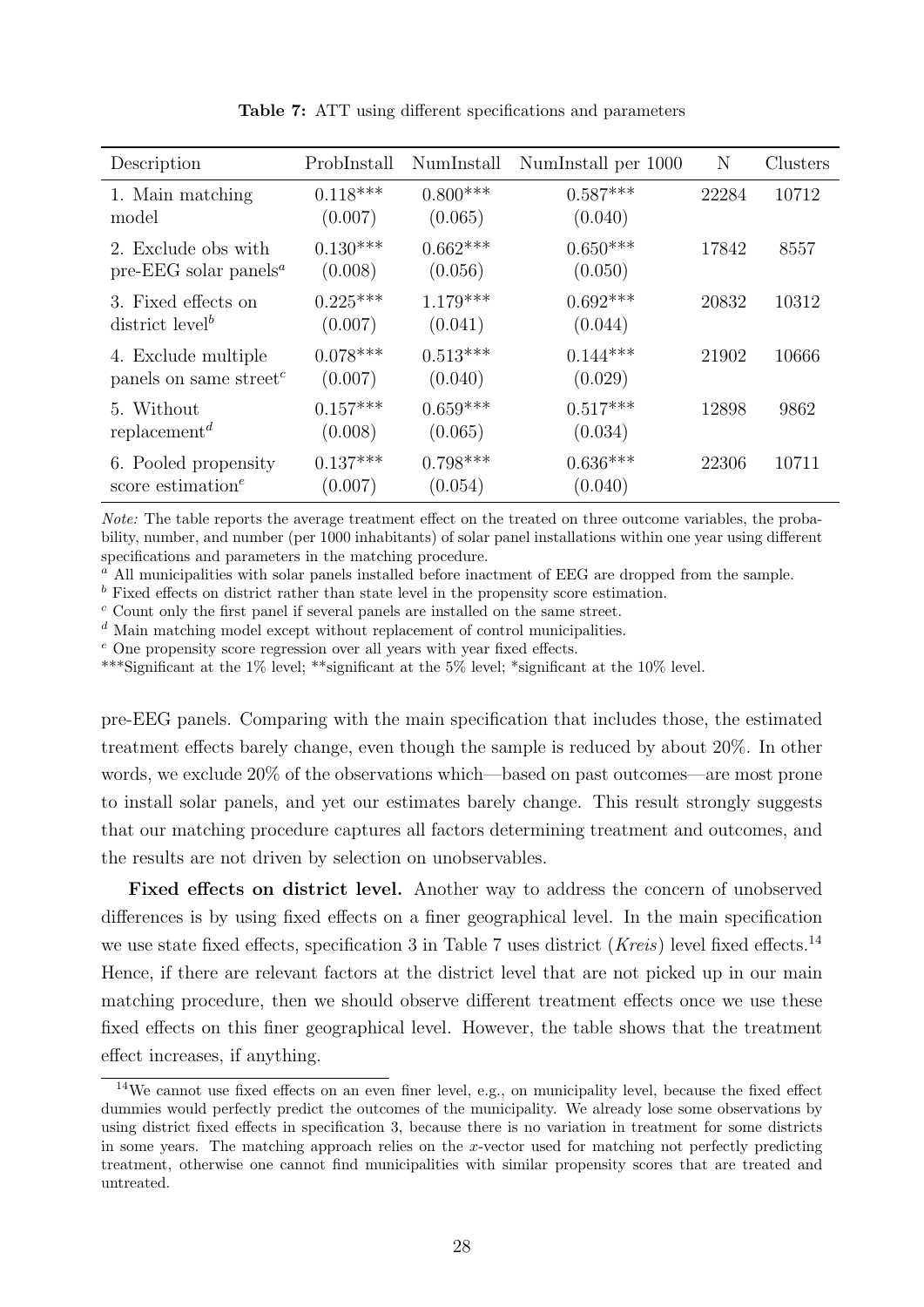**Table 7:** ATT using different specifications and parameters

| Description | ProbInstall | NumInstall | NumInstall per 1000 | N | Clusters |
|---|---|---|---|---|---|
| 1. Main matching model | 0.118*** (0.007) | 0.800*** (0.065) | 0.587*** (0.040) | 22284 | 10712 |
| 2. Exclude obs with pre-EEG solar panels[a] | 0.130*** (0.008) | 0.662*** (0.056) | 0.650*** (0.050) | 17842 | 8557 |
| 3. Fixed effects on district level[b] | 0.225*** (0.007) | 1.179*** (0.041) | 0.692*** (0.044) | 20832 | 10312 |
| 4. Exclude multiple panels on same street[c] | 0.078*** (0.007) | 0.513*** (0.040) | 0.144*** (0.029) | 21902 | 10666 |
| 5. Without replacement[d] | 0.157*** (0.008) | 0.659*** (0.065) | 0.517*** (0.034) | 12898 | 9862 |
| 6. Pooled propensity score estimation[e] | 0.137*** (0.007) | 0.798*** (0.054) | 0.636*** (0.040) | 22306 | 10711 |

*Note:* The table reports the average treatment effect on the treated on three outcome variables, the probability, number, and number (per 1000 inhabitants) of solar panel installations within one year using different specifications and parameters in the matching procedure.

[a] All municipalities with solar panels installed before inactment of EEG are dropped from the sample.

[b] Fixed effects on district rather than state level in the propensity score estimation.

[c] Count only the first panel if several panels are installed on the same street.

[d] Main matching model except without replacement of control municipalities.

[e] One propensity score regression over all years with year fixed effects.

***Significant at the 1% level; **significant at the 5% level; *significant at the 10% level.

pre-EEG panels. Comparing with the main specification that includes those, the estimated treatment effects barely change, even though the sample is reduced by about 20%. In other words, we exclude 20% of the observations which—based on past outcomes—are most prone to install solar panels, and yet our estimates barely change. This result strongly suggests that our matching procedure captures all factors determining treatment and outcomes, and the results are not driven by selection on unobservables.

**Fixed effects on district level.** Another way to address the concern of unobserved differences is by using fixed effects on a finer geographical level. In the main specification we use state fixed effects, specification 3 in Table 7 uses district (*Kreis*) level fixed effects.[14] Hence, if there are relevant factors at the district level that are not picked up in our main matching procedure, then we should observe different treatment effects once we use these fixed effects on this finer geographical level. However, the table shows that the treatment effect increases, if anything.

[14] We cannot use fixed effects on an even finer level, e.g., on municipality level, because the fixed effect dummies would perfectly predict the outcomes of the municipality. We already lose some observations by using district fixed effects in specification 3, because there is no variation in treatment for some districts in some years. The matching approach relies on the $x$-vector used for matching not perfectly predicting treatment, otherwise one cannot find municipalities with similar propensity scores that are treated and untreated.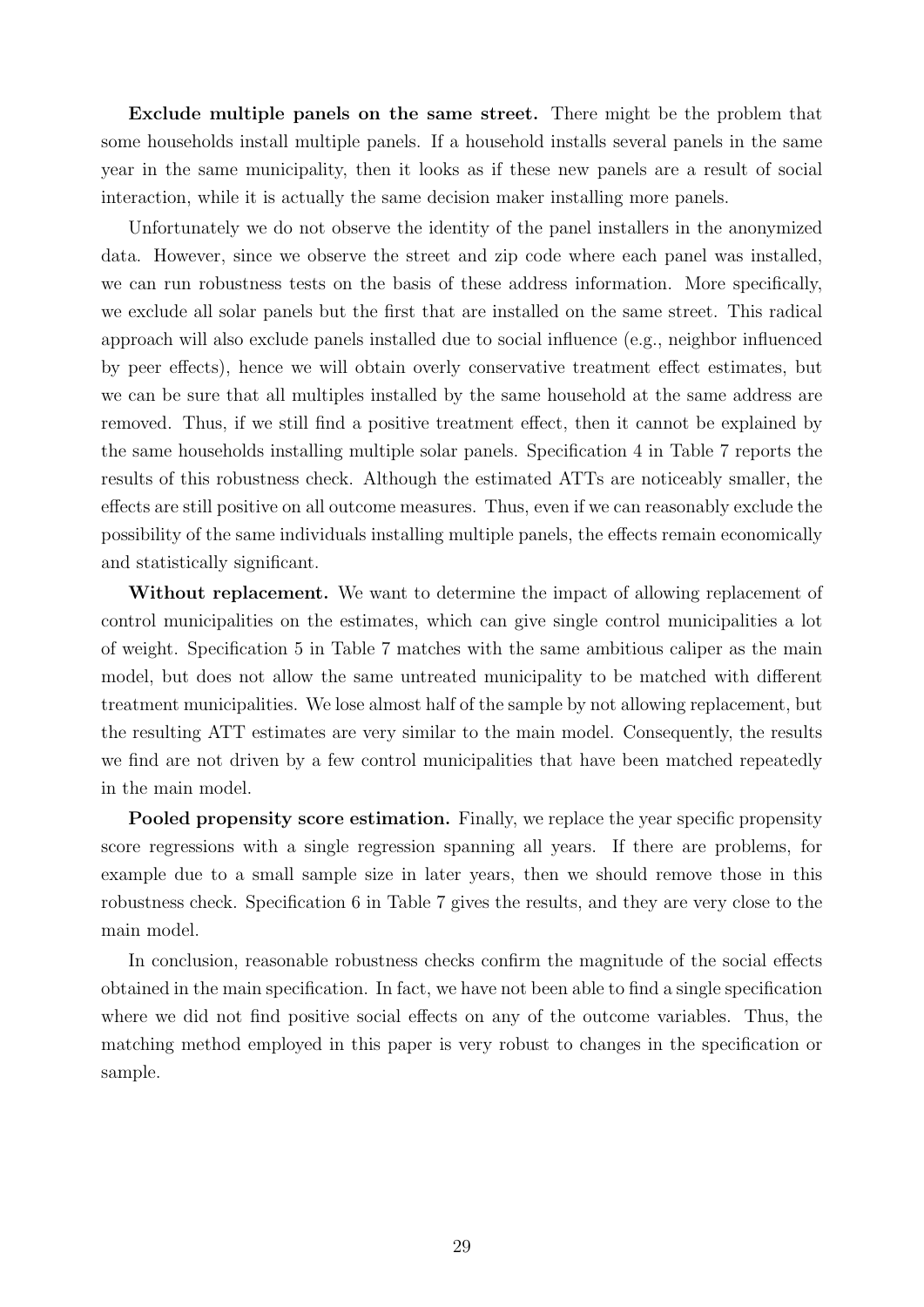**Exclude multiple panels on the same street.** There might be the problem that some households install multiple panels. If a household installs several panels in the same year in the same municipality, then it looks as if these new panels are a result of social interaction, while it is actually the same decision maker installing more panels.

Unfortunately we do not observe the identity of the panel installers in the anonymized data. However, since we observe the street and zip code where each panel was installed, we can run robustness tests on the basis of these address information. More specifically, we exclude all solar panels but the first that are installed on the same street. This radical approach will also exclude panels installed due to social influence (e.g., neighbor influenced by peer effects), hence we will obtain overly conservative treatment effect estimates, but we can be sure that all multiples installed by the same household at the same address are removed. Thus, if we still find a positive treatment effect, then it cannot be explained by the same households installing multiple solar panels. Specification 4 in Table 7 reports the results of this robustness check. Although the estimated ATTs are noticeably smaller, the effects are still positive on all outcome measures. Thus, even if we can reasonably exclude the possibility of the same individuals installing multiple panels, the effects remain economically and statistically significant.

**Without replacement.** We want to determine the impact of allowing replacement of control municipalities on the estimates, which can give single control municipalities a lot of weight. Specification 5 in Table 7 matches with the same ambitious caliper as the main model, but does not allow the same untreated municipality to be matched with different treatment municipalities. We lose almost half of the sample by not allowing replacement, but the resulting ATT estimates are very similar to the main model. Consequently, the results we find are not driven by a few control municipalities that have been matched repeatedly in the main model.

**Pooled propensity score estimation.** Finally, we replace the year specific propensity score regressions with a single regression spanning all years. If there are problems, for example due to a small sample size in later years, then we should remove those in this robustness check. Specification 6 in Table 7 gives the results, and they are very close to the main model.

In conclusion, reasonable robustness checks confirm the magnitude of the social effects obtained in the main specification. In fact, we have not been able to find a single specification where we did not find positive social effects on any of the outcome variables. Thus, the matching method employed in this paper is very robust to changes in the specification or sample.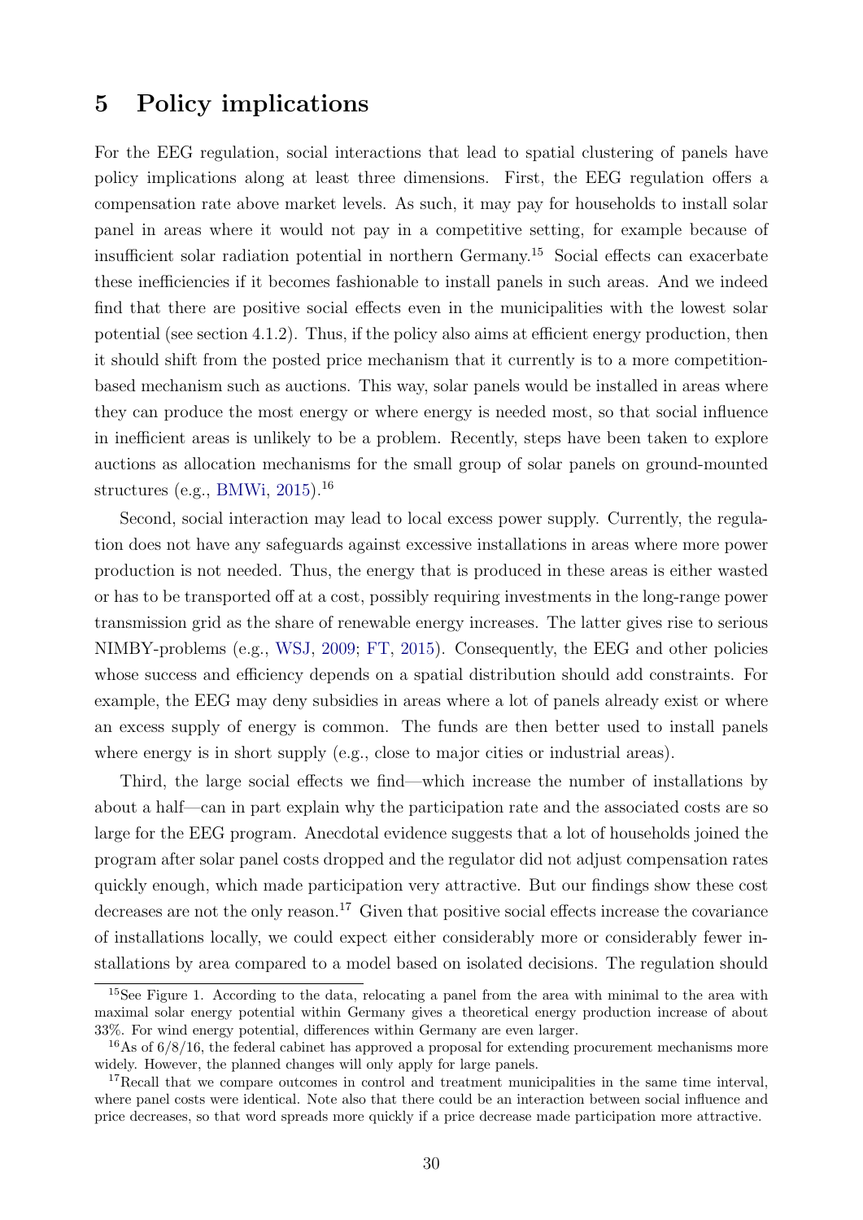## 5 Policy implications

For the EEG regulation, social interactions that lead to spatial clustering of panels have policy implications along at least three dimensions. First, the EEG regulation offers a compensation rate above market levels. As such, it may pay for households to install solar panel in areas where it would not pay in a competitive setting, for example because of insufficient solar radiation potential in northern Germany.[15] Social effects can exacerbate these inefficiencies if it becomes fashionable to install panels in such areas. And we indeed find that there are positive social effects even in the municipalities with the lowest solar potential (see section 4.1.2). Thus, if the policy also aims at efficient energy production, then it should shift from the posted price mechanism that it currently is to a more competition-based mechanism such as auctions. This way, solar panels would be installed in areas where they can produce the most energy or where energy is needed most, so that social influence in inefficient areas is unlikely to be a problem. Recently, steps have been taken to explore auctions as allocation mechanisms for the small group of solar panels on ground-mounted structures (e.g., BMWi, 2015).[16]

Second, social interaction may lead to local excess power supply. Currently, the regulation does not have any safeguards against excessive installations in areas where more power production is not needed. Thus, the energy that is produced in these areas is either wasted or has to be transported off at a cost, possibly requiring investments in the long-range power transmission grid as the share of renewable energy increases. The latter gives rise to serious NIMBY-problems (e.g., WSJ, 2009; FT, 2015). Consequently, the EEG and other policies whose success and efficiency depends on a spatial distribution should add constraints. For example, the EEG may deny subsidies in areas where a lot of panels already exist or where an excess supply of energy is common. The funds are then better used to install panels where energy is in short supply (e.g., close to major cities or industrial areas).

Third, the large social effects we find—which increase the number of installations by about a half—can in part explain why the participation rate and the associated costs are so large for the EEG program. Anecdotal evidence suggests that a lot of households joined the program after solar panel costs dropped and the regulator did not adjust compensation rates quickly enough, which made participation very attractive. But our findings show these cost decreases are not the only reason.[17] Given that positive social effects increase the covariance of installations locally, we could expect either considerably more or considerably fewer installations by area compared to a model based on isolated decisions. The regulation should

[15] See Figure 1. According to the data, relocating a panel from the area with minimal to the area with maximal solar energy potential within Germany gives a theoretical energy production increase of about 33%. For wind energy potential, differences within Germany are even larger.

[16] As of 6/8/16, the federal cabinet has approved a proposal for extending procurement mechanisms more widely. However, the planned changes will only apply for large panels.

[17] Recall that we compare outcomes in control and treatment municipalities in the same time interval, where panel costs were identical. Note also that there could be an interaction between social influence and price decreases, so that word spreads more quickly if a price decrease made participation more attractive.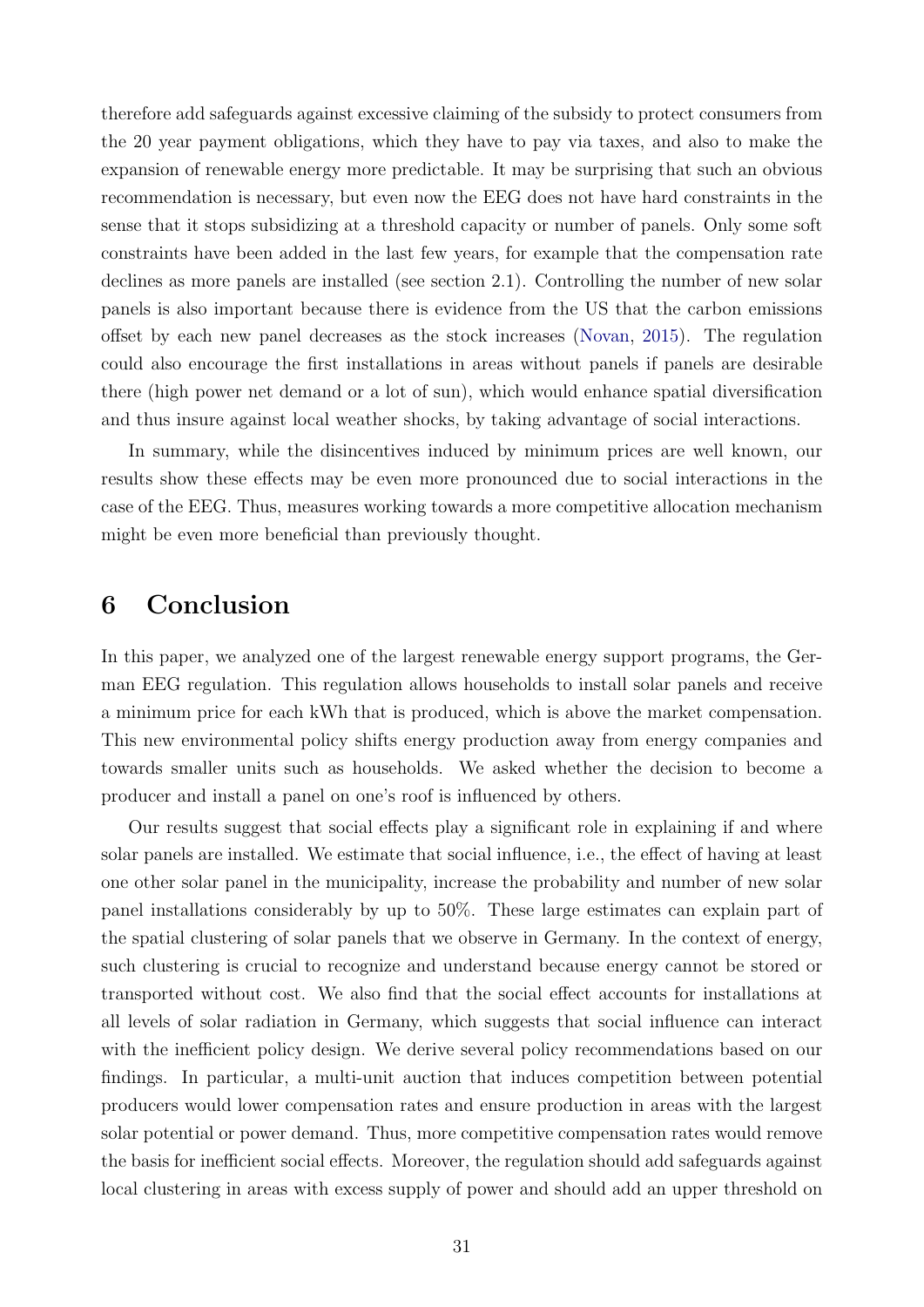therefore add safeguards against excessive claiming of the subsidy to protect consumers from the 20 year payment obligations, which they have to pay via taxes, and also to make the expansion of renewable energy more predictable. It may be surprising that such an obvious recommendation is necessary, but even now the EEG does not have hard constraints in the sense that it stops subsidizing at a threshold capacity or number of panels. Only some soft constraints have been added in the last few years, for example that the compensation rate declines as more panels are installed (see section 2.1). Controlling the number of new solar panels is also important because there is evidence from the US that the carbon emissions offset by each new panel decreases as the stock increases (Novan, 2015). The regulation could also encourage the first installations in areas without panels if panels are desirable there (high power net demand or a lot of sun), which would enhance spatial diversification and thus insure against local weather shocks, by taking advantage of social interactions.

In summary, while the disincentives induced by minimum prices are well known, our results show these effects may be even more pronounced due to social interactions in the case of the EEG. Thus, measures working towards a more competitive allocation mechanism might be even more beneficial than previously thought.

# 6 Conclusion

In this paper, we analyzed one of the largest renewable energy support programs, the German EEG regulation. This regulation allows households to install solar panels and receive a minimum price for each kWh that is produced, which is above the market compensation. This new environmental policy shifts energy production away from energy companies and towards smaller units such as households. We asked whether the decision to become a producer and install a panel on one's roof is influenced by others.

Our results suggest that social effects play a significant role in explaining if and where solar panels are installed. We estimate that social influence, i.e., the effect of having at least one other solar panel in the municipality, increase the probability and number of new solar panel installations considerably by up to 50%. These large estimates can explain part of the spatial clustering of solar panels that we observe in Germany. In the context of energy, such clustering is crucial to recognize and understand because energy cannot be stored or transported without cost. We also find that the social effect accounts for installations at all levels of solar radiation in Germany, which suggests that social influence can interact with the inefficient policy design. We derive several policy recommendations based on our findings. In particular, a multi-unit auction that induces competition between potential producers would lower compensation rates and ensure production in areas with the largest solar potential or power demand. Thus, more competitive compensation rates would remove the basis for inefficient social effects. Moreover, the regulation should add safeguards against local clustering in areas with excess supply of power and should add an upper threshold on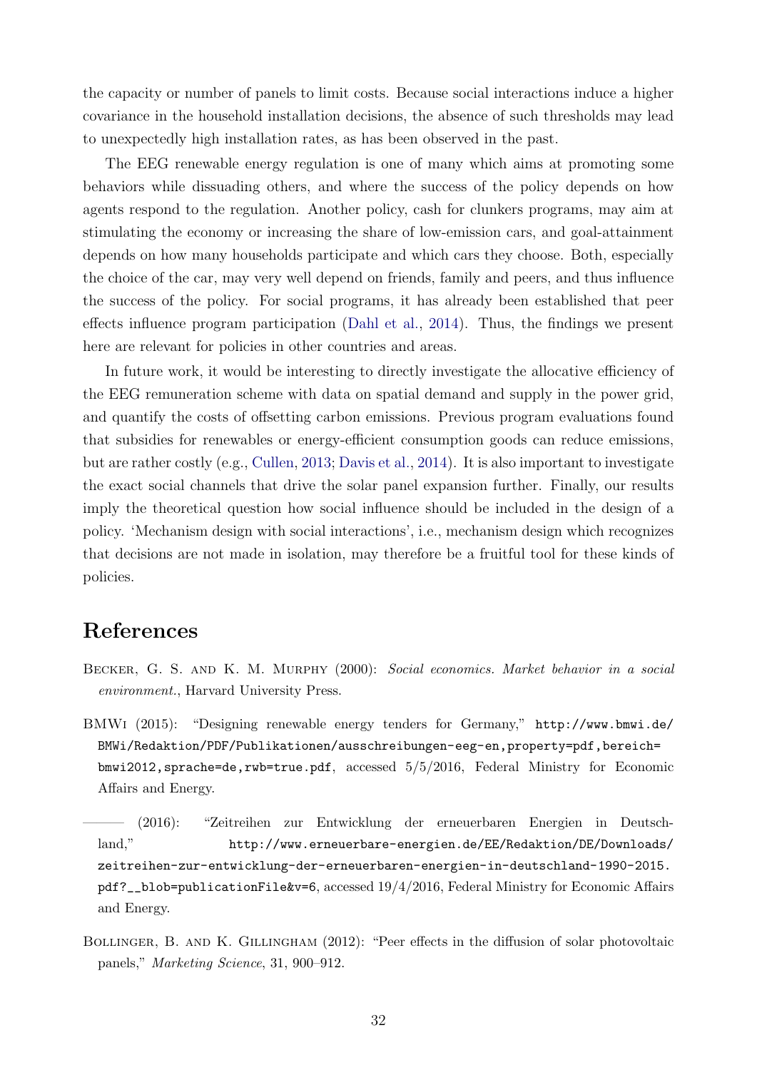the capacity or number of panels to limit costs. Because social interactions induce a higher covariance in the household installation decisions, the absence of such thresholds may lead to unexpectedly high installation rates, as has been observed in the past.

The EEG renewable energy regulation is one of many which aims at promoting some behaviors while dissuading others, and where the success of the policy depends on how agents respond to the regulation. Another policy, cash for clunkers programs, may aim at stimulating the economy or increasing the share of low-emission cars, and goal-attainment depends on how many households participate and which cars they choose. Both, especially the choice of the car, may very well depend on friends, family and peers, and thus influence the success of the policy. For social programs, it has already been established that peer effects influence program participation (Dahl et al., 2014). Thus, the findings we present here are relevant for policies in other countries and areas.

In future work, it would be interesting to directly investigate the allocative efficiency of the EEG remuneration scheme with data on spatial demand and supply in the power grid, and quantify the costs of offsetting carbon emissions. Previous program evaluations found that subsidies for renewables or energy-efficient consumption goods can reduce emissions, but are rather costly (e.g., Cullen, 2013; Davis et al., 2014). It is also important to investigate the exact social channels that drive the solar panel expansion further. Finally, our results imply the theoretical question how social influence should be included in the design of a policy. 'Mechanism design with social interactions', i.e., mechanism design which recognizes that decisions are not made in isolation, may therefore be a fruitful tool for these kinds of policies.

## References

Becker, G. S. and K. M. Murphy (2000): *Social economics. Market behavior in a social environment.*, Harvard University Press.

BMWi (2015): "Designing renewable energy tenders for Germany," http://www.bmwi.de/BMWi/Redaktion/PDF/Publikationen/ausschreibungen-eeg-en,property=pdf,bereich=bmwi2012,sprache=de,rwb=true.pdf, accessed 5/5/2016, Federal Ministry for Economic Affairs and Energy.

——— (2016): "Zeitreihen zur Entwicklung der erneuerbaren Energien in Deutschland," http://www.erneuerbare-energien.de/EE/Redaktion/DE/Downloads/zeitreihen-zur-entwicklung-der-erneuerbaren-energien-in-deutschland-1990-2015.pdf?__blob=publicationFile&v=6, accessed 19/4/2016, Federal Ministry for Economic Affairs and Energy.

Bollinger, B. and K. Gillingham (2012): "Peer effects in the diffusion of solar photovoltaic panels," *Marketing Science*, 31, 900–912.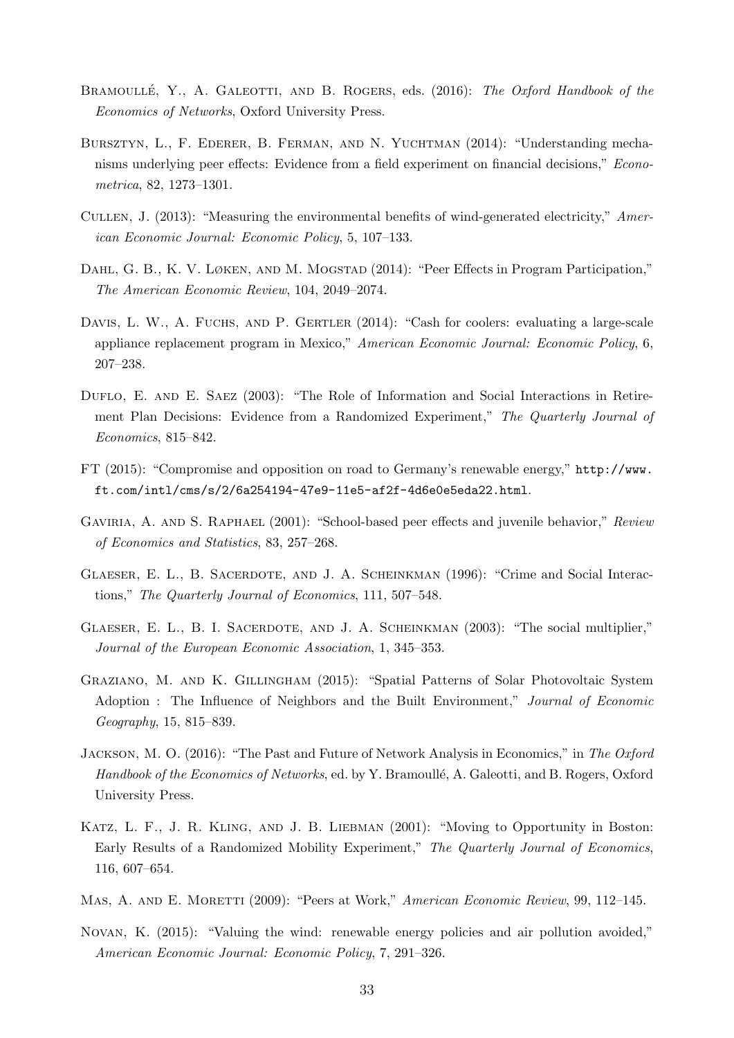Bramoullé, Y., A. Galeotti, and B. Rogers, eds. (2016): *The Oxford Handbook of the Economics of Networks*, Oxford University Press.

Bursztyn, L., F. Ederer, B. Ferman, and N. Yuchtman (2014): "Understanding mechanisms underlying peer effects: Evidence from a field experiment on financial decisions," *Econometrica*, 82, 1273–1301.

Cullen, J. (2013): "Measuring the environmental benefits of wind-generated electricity," *American Economic Journal: Economic Policy*, 5, 107–133.

Dahl, G. B., K. V. Løken, and M. Mogstad (2014): "Peer Effects in Program Participation," *The American Economic Review*, 104, 2049–2074.

Davis, L. W., A. Fuchs, and P. Gertler (2014): "Cash for coolers: evaluating a large-scale appliance replacement program in Mexico," *American Economic Journal: Economic Policy*, 6, 207–238.

Duflo, E. and E. Saez (2003): "The Role of Information and Social Interactions in Retirement Plan Decisions: Evidence from a Randomized Experiment," *The Quarterly Journal of Economics*, 815–842.

FT (2015): "Compromise and opposition on road to Germany's renewable energy," `http://www.ft.com/intl/cms/s/2/6a254194-47e9-11e5-af2f-4d6e0e5eda22.html`.

Gaviria, A. and S. Raphael (2001): "School-based peer effects and juvenile behavior," *Review of Economics and Statistics*, 83, 257–268.

Glaeser, E. L., B. Sacerdote, and J. A. Scheinkman (1996): "Crime and Social Interactions," *The Quarterly Journal of Economics*, 111, 507–548.

Glaeser, E. L., B. I. Sacerdote, and J. A. Scheinkman (2003): "The social multiplier," *Journal of the European Economic Association*, 1, 345–353.

Graziano, M. and K. Gillingham (2015): "Spatial Patterns of Solar Photovoltaic System Adoption : The Influence of Neighbors and the Built Environment," *Journal of Economic Geography*, 15, 815–839.

Jackson, M. O. (2016): "The Past and Future of Network Analysis in Economics," in *The Oxford Handbook of the Economics of Networks*, ed. by Y. Bramoullé, A. Galeotti, and B. Rogers, Oxford University Press.

Katz, L. F., J. R. Kling, and J. B. Liebman (2001): "Moving to Opportunity in Boston: Early Results of a Randomized Mobility Experiment," *The Quarterly Journal of Economics*, 116, 607–654.

Mas, A. and E. Moretti (2009): "Peers at Work," *American Economic Review*, 99, 112–145.

Novan, K. (2015): "Valuing the wind: renewable energy policies and air pollution avoided," *American Economic Journal: Economic Policy*, 7, 291–326.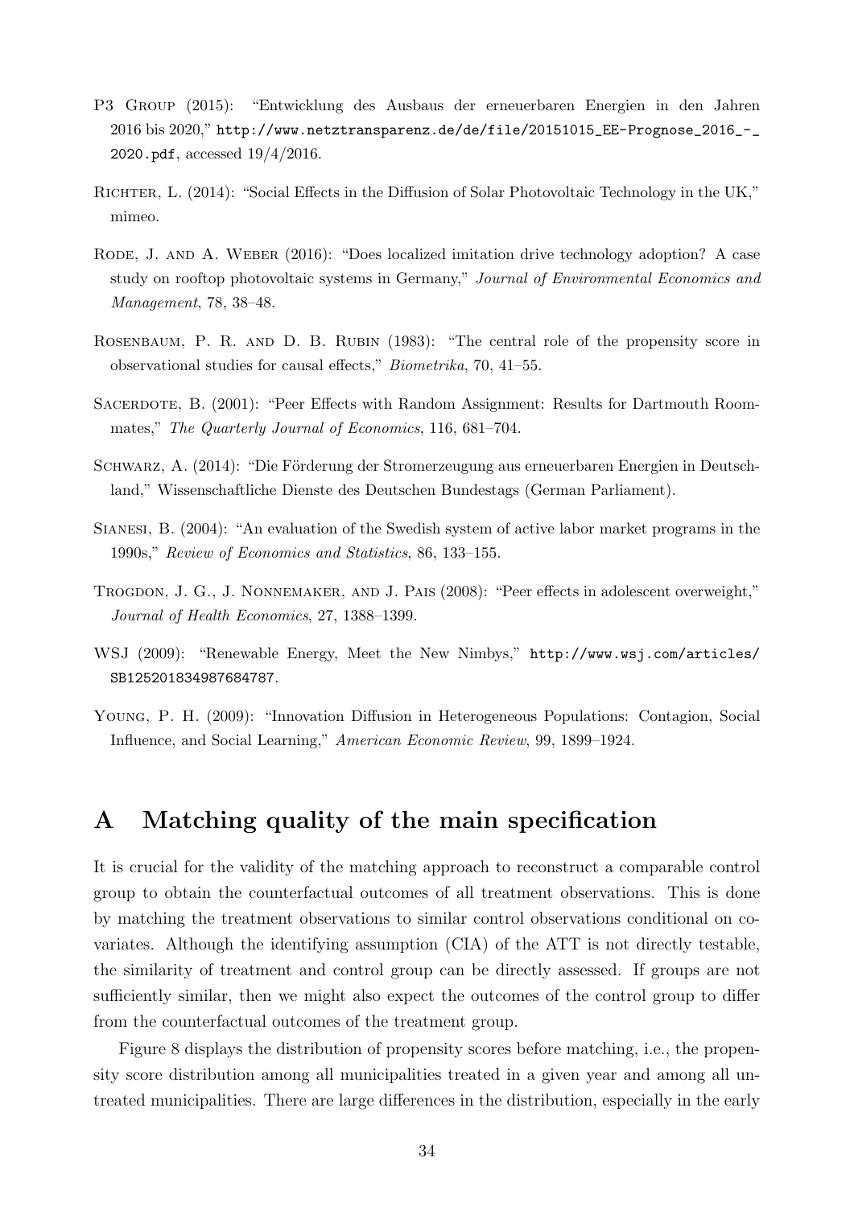P3 Group (2015): "Entwicklung des Ausbaus der erneuerbaren Energien in den Jahren 2016 bis 2020," http://www.netztransparenz.de/de/file/20151015_EE-Prognose_2016_-_2020.pdf, accessed 19/4/2016.

Richter, L. (2014): "Social Effects in the Diffusion of Solar Photovoltaic Technology in the UK," mimeo.

Rode, J. and A. Weber (2016): "Does localized imitation drive technology adoption? A case study on rooftop photovoltaic systems in Germany," *Journal of Environmental Economics and Management*, 78, 38–48.

Rosenbaum, P. R. and D. B. Rubin (1983): "The central role of the propensity score in observational studies for causal effects," *Biometrika*, 70, 41–55.

Sacerdote, B. (2001): "Peer Effects with Random Assignment: Results for Dartmouth Roommates," *The Quarterly Journal of Economics*, 116, 681–704.

Schwarz, A. (2014): "Die Förderung der Stromerzeugung aus erneuerbaren Energien in Deutschland," Wissenschaftliche Dienste des Deutschen Bundestags (German Parliament).

Sianesi, B. (2004): "An evaluation of the Swedish system of active labor market programs in the 1990s," *Review of Economics and Statistics*, 86, 133–155.

Trogdon, J. G., J. Nonnemaker, and J. Pais (2008): "Peer effects in adolescent overweight," *Journal of Health Economics*, 27, 1388–1399.

WSJ (2009): "Renewable Energy, Meet the New Nimbys," http://www.wsj.com/articles/SB125201834987684787.

Young, P. H. (2009): "Innovation Diffusion in Heterogeneous Populations: Contagion, Social Influence, and Social Learning," *American Economic Review*, 99, 1899–1924.

# A Matching quality of the main specification

It is crucial for the validity of the matching approach to reconstruct a comparable control group to obtain the counterfactual outcomes of all treatment observations. This is done by matching the treatment observations to similar control observations conditional on covariates. Although the identifying assumption (CIA) of the ATT is not directly testable, the similarity of treatment and control group can be directly assessed. If groups are not sufficiently similar, then we might also expect the outcomes of the control group to differ from the counterfactual outcomes of the treatment group.

Figure 8 displays the distribution of propensity scores before matching, i.e., the propensity score distribution among all municipalities treated in a given year and among all untreated municipalities. There are large differences in the distribution, especially in the early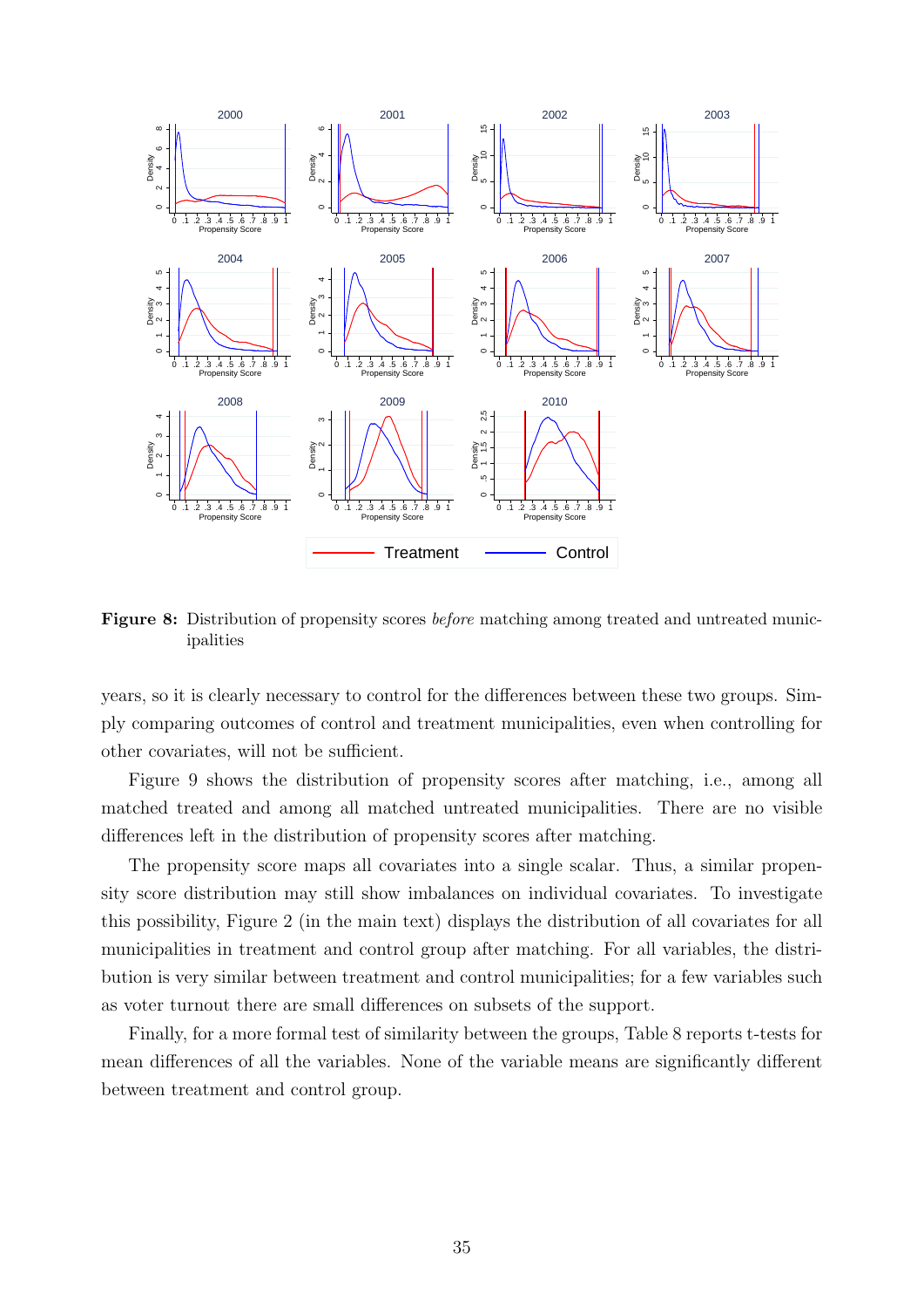**Figure 8:** Distribution of propensity scores *before* matching among treated and untreated municipalities

years, so it is clearly necessary to control for the differences between these two groups. Simply comparing outcomes of control and treatment municipalities, even when controlling for other covariates, will not be sufficient.

Figure 9 shows the distribution of propensity scores after matching, i.e., among all matched treated and among all matched untreated municipalities. There are no visible differences left in the distribution of propensity scores after matching.

The propensity score maps all covariates into a single scalar. Thus, a similar propensity score distribution may still show imbalances on individual covariates. To investigate this possibility, Figure 2 (in the main text) displays the distribution of all covariates for all municipalities in treatment and control group after matching. For all variables, the distribution is very similar between treatment and control municipalities; for a few variables such as voter turnout there are small differences on subsets of the support.

Finally, for a more formal test of similarity between the groups, Table 8 reports t-tests for mean differences of all the variables. None of the variable means are significantly different between treatment and control group.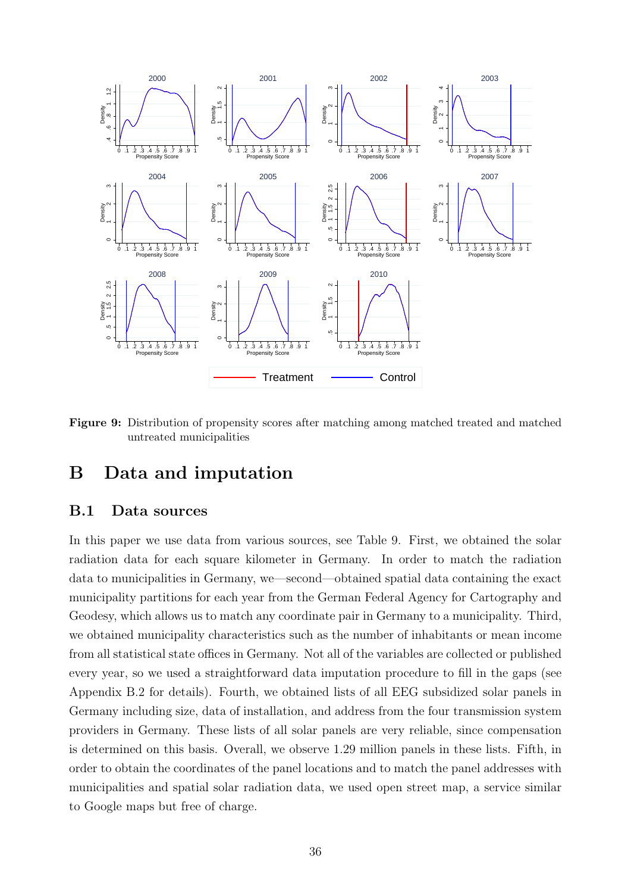**Figure 9:** Distribution of propensity scores after matching among matched treated and matched untreated municipalities

# B Data and imputation

## B.1 Data sources

In this paper we use data from various sources, see Table 9. First, we obtained the solar radiation data for each square kilometer in Germany. In order to match the radiation data to municipalities in Germany, we—second—obtained spatial data containing the exact municipality partitions for each year from the German Federal Agency for Cartography and Geodesy, which allows us to match any coordinate pair in Germany to a municipality. Third, we obtained municipality characteristics such as the number of inhabitants or mean income from all statistical state offices in Germany. Not all of the variables are collected or published every year, so we used a straightforward data imputation procedure to fill in the gaps (see Appendix B.2 for details). Fourth, we obtained lists of all EEG subsidized solar panels in Germany including size, data of installation, and address from the four transmission system providers in Germany. These lists of all solar panels are very reliable, since compensation is determined on this basis. Overall, we observe 1.29 million panels in these lists. Fifth, in order to obtain the coordinates of the panel locations and to match the panel addresses with municipalities and spatial solar radiation data, we used open street map, a service similar to Google maps but free of charge.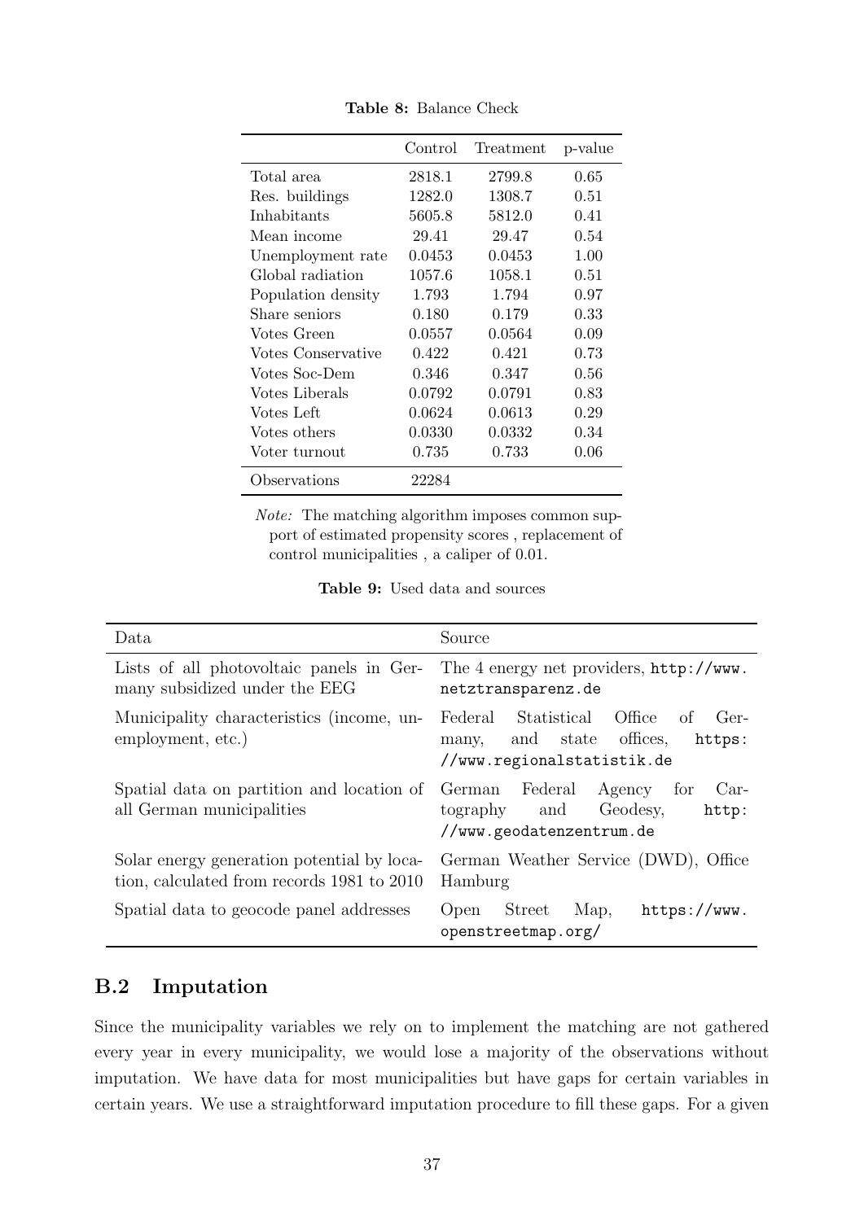**Table 8:** Balance Check

| | Control | Treatment | p-value |
|---|---|---|---|
| Total area | 2818.1 | 2799.8 | 0.65 |
| Res. buildings | 1282.0 | 1308.7 | 0.51 |
| Inhabitants | 5605.8 | 5812.0 | 0.41 |
| Mean income | 29.41 | 29.47 | 0.54 |
| Unemployment rate | 0.0453 | 0.0453 | 1.00 |
| Global radiation | 1057.6 | 1058.1 | 0.51 |
| Population density | 1.793 | 1.794 | 0.97 |
| Share seniors | 0.180 | 0.179 | 0.33 |
| Votes Green | 0.0557 | 0.0564 | 0.09 |
| Votes Conservative | 0.422 | 0.421 | 0.73 |
| Votes Soc-Dem | 0.346 | 0.347 | 0.56 |
| Votes Liberals | 0.0792 | 0.0791 | 0.83 |
| Votes Left | 0.0624 | 0.0613 | 0.29 |
| Votes others | 0.0330 | 0.0332 | 0.34 |
| Voter turnout | 0.735 | 0.733 | 0.06 |
| Observations | 22284 | | |

*Note:* The matching algorithm imposes common support of estimated propensity scores , replacement of control municipalities , a caliper of 0.01.

**Table 9:** Used data and sources

| Data | Source |
|---|---|
| Lists of all photovoltaic panels in Germany subsidized under the EEG | The 4 energy net providers, `http://www.netztransparenz.de` |
| Municipality characteristics (income, unemployment, etc.) | Federal Statistical Office of Germany, and state offices, `https://www.regionalstatistik.de` |
| Spatial data on partition and location of all German municipalities | German Federal Agency for Cartography and Geodesy, `http://www.geodatenzentrum.de` |
| Solar energy generation potential by location, calculated from records 1981 to 2010 | German Weather Service (DWD), Office Hamburg |
| Spatial data to geocode panel addresses | Open Street Map, `https://www.openstreetmap.org/` |

## B.2 Imputation

Since the municipality variables we rely on to implement the matching are not gathered every year in every municipality, we would lose a majority of the observations without imputation. We have data for most municipalities but have gaps for certain variables in certain years. We use a straightforward imputation procedure to fill these gaps. For a given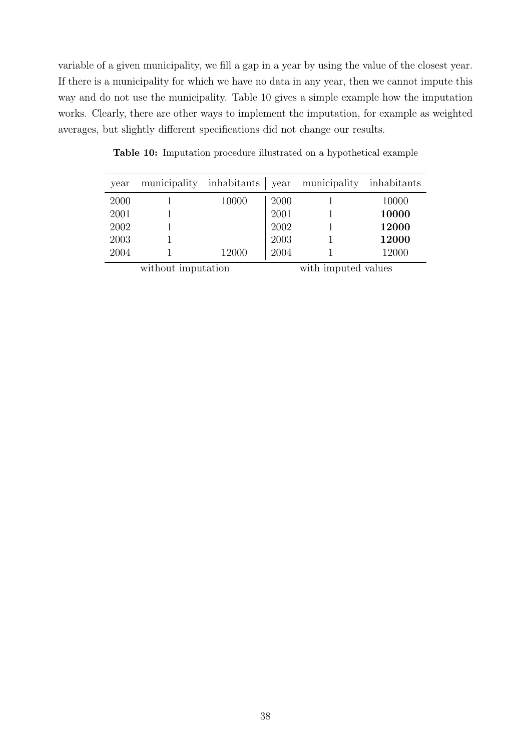variable of a given municipality, we fill a gap in a year by using the value of the closest year. If there is a municipality for which we have no data in any year, then we cannot impute this way and do not use the municipality. Table 10 gives a simple example how the imputation works. Clearly, there are other ways to implement the imputation, for example as weighted averages, but slightly different specifications did not change our results.

**Table 10:** Imputation procedure illustrated on a hypothetical example

| year | municipality | inhabitants | year | municipality | inhabitants |
|---|---|---|---|---|---|
| 2000 | 1 | 10000 | 2000 | 1 | 10000 |
| 2001 | 1 | | 2001 | 1 | **10000** |
| 2002 | 1 | | 2002 | 1 | **12000** |
| 2003 | 1 | | 2003 | 1 | **12000** |
| 2004 | 1 | 12000 | 2004 | 1 | 12000 |
| | without imputation | | | with imputed values | |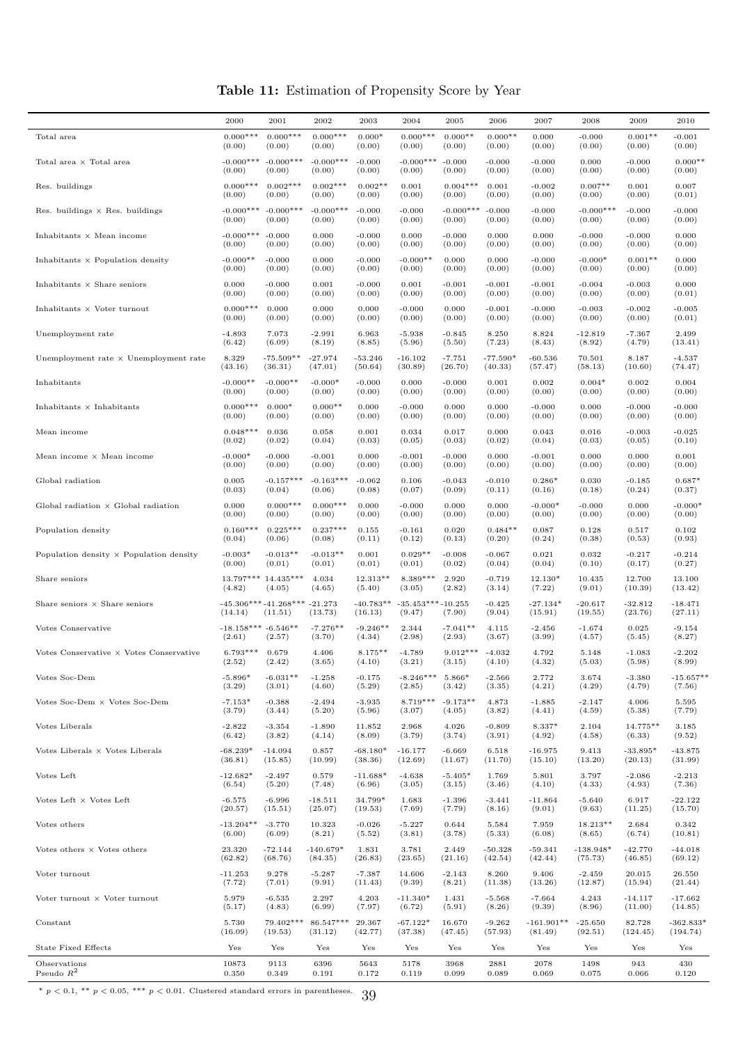**Table 11:** Estimation of Propensity Score by Year

| | 2000 | 2001 | 2002 | 2003 | 2004 | 2005 | 2006 | 2007 | 2008 | 2009 | 2010 |
|---|---|---|---|---|---|---|---|---|---|---|---|
| Total area | 0.000*** | 0.000*** | 0.000*** | 0.000* | 0.000*** | 0.000** | 0.000** | 0.000 | -0.000 | 0.001** | -0.001 |
| | (0.00) | (0.00) | (0.00) | (0.00) | (0.00) | (0.00) | (0.00) | (0.00) | (0.00) | (0.00) | (0.00) |
| Total area × Total area | -0.000*** | -0.000*** | -0.000*** | -0.000 | -0.000*** | -0.000 | -0.000 | -0.000 | 0.000 | -0.000 | 0.000** |
| | (0.00) | (0.00) | (0.00) | (0.00) | (0.00) | (0.00) | (0.00) | (0.00) | (0.00) | (0.00) | (0.00) |
| Res. buildings | 0.000*** | 0.002*** | 0.002*** | 0.002** | 0.001 | 0.004*** | 0.001 | -0.002 | 0.007** | 0.001 | 0.007 |
| | (0.00) | (0.00) | (0.00) | (0.00) | (0.00) | (0.00) | (0.00) | (0.00) | (0.00) | (0.00) | (0.01) |
| Res. buildings × Res. buildings | -0.000*** | -0.000*** | -0.000*** | -0.000 | -0.000 | -0.000*** | -0.000 | -0.000 | -0.000*** | -0.000 | -0.000 |
| | (0.00) | (0.00) | (0.00) | (0.00) | (0.00) | (0.00) | (0.00) | (0.00) | (0.00) | (0.00) | (0.00) |
| Inhabitants × Mean income | -0.000*** | -0.000 | 0.000 | -0.000 | 0.000 | -0.000 | 0.000 | 0.000 | -0.000 | -0.000 | 0.000 |
| | (0.00) | (0.00) | (0.00) | (0.00) | (0.00) | (0.00) | (0.00) | (0.00) | (0.00) | (0.00) | (0.00) |
| Inhabitants × Population density | -0.000** | -0.000 | 0.000 | -0.000 | -0.000** | 0.000 | 0.000 | -0.000 | -0.000* | 0.001** | 0.000 |
| | (0.00) | (0.00) | (0.00) | (0.00) | (0.00) | (0.00) | (0.00) | (0.00) | (0.00) | (0.00) | (0.00) |
| Inhabitants × Share seniors | 0.000 | -0.000 | 0.001 | -0.000 | 0.001 | -0.001 | -0.001 | -0.001 | -0.004 | -0.003 | 0.000 |
| | (0.00) | (0.00) | (0.00) | (0.00) | (0.00) | (0.00) | (0.00) | (0.00) | (0.00) | (0.00) | (0.01) |
| Inhabitants × Voter turnout | 0.000*** | 0.000 | 0.000 | 0.000 | -0.000 | 0.000 | -0.001 | -0.000 | -0.003 | -0.002 | -0.005 |
| | (0.00) | (0.00) | (0.00) | (0.00) | (0.00) | (0.00) | (0.00) | (0.00) | (0.00) | (0.00) | (0.01) |
| Unemployment rate | -4.893 | 7.073 | -2.991 | 6.963 | -5.938 | -0.845 | 8.250 | 8.824 | -12.819 | -7.367 | 2.499 |
| | (6.42) | (6.09) | (8.19) | (8.85) | (5.96) | (5.50) | (7.23) | (8.43) | (8.92) | (4.79) | (13.41) |
| Unemployment rate × Unemployment rate | 8.329 | -75.509** | -27.974 | -53.246 | -16.102 | -7.751 | -77.590* | -60.536 | 70.501 | 8.187 | -4.537 |
| | (43.16) | (36.31) | (47.01) | (50.64) | (30.89) | (26.70) | (40.33) | (57.47) | (58.13) | (10.60) | (74.47) |
| Inhabitants | -0.000** | -0.000** | -0.000* | -0.000 | 0.000 | -0.000 | 0.001 | 0.002 | 0.004* | 0.002 | 0.004 |
| | (0.00) | (0.00) | (0.00) | (0.00) | (0.00) | (0.00) | (0.00) | (0.00) | (0.00) | (0.00) | (0.00) |
| Inhabitants × Inhabitants | 0.000*** | 0.000* | 0.000** | 0.000 | -0.000 | 0.000 | 0.000 | -0.000 | 0.000 | -0.000 | -0.000 |
| | (0.00) | (0.00) | (0.00) | (0.00) | (0.00) | (0.00) | (0.00) | (0.00) | (0.00) | (0.00) | (0.00) |
| Mean income | 0.048*** | 0.036 | 0.058 | 0.001 | 0.034 | 0.017 | 0.000 | 0.043 | 0.016 | -0.003 | -0.025 |
| | (0.02) | (0.02) | (0.04) | (0.03) | (0.05) | (0.03) | (0.02) | (0.04) | (0.03) | (0.05) | (0.10) |
| Mean income × Mean income | -0.000* | -0.000 | -0.001 | 0.000 | -0.001 | -0.000 | 0.000 | -0.001 | 0.000 | 0.000 | 0.001 |
| | (0.00) | (0.00) | (0.00) | (0.00) | (0.00) | (0.00) | (0.00) | (0.00) | (0.00) | (0.00) | (0.00) |
| Global radiation | 0.005 | -0.157*** | -0.163*** | -0.062 | 0.106 | -0.043 | -0.010 | 0.286* | 0.030 | -0.185 | 0.687* |
| | (0.03) | (0.04) | (0.06) | (0.08) | (0.07) | (0.09) | (0.11) | (0.16) | (0.18) | (0.24) | (0.37) |
| Global radiation × Global radiation | 0.000 | 0.000*** | 0.000*** | 0.000 | -0.000 | 0.000 | 0.000 | -0.000* | -0.000 | 0.000 | -0.000* |
| | (0.00) | (0.00) | (0.00) | (0.00) | (0.00) | (0.00) | (0.00) | (0.00) | (0.00) | (0.00) | (0.00) |
| Population density | 0.160*** | 0.225*** | 0.237*** | 0.155 | -0.161 | 0.020 | 0.484** | 0.087 | 0.128 | 0.517 | 0.102 |
| | (0.04) | (0.06) | (0.08) | (0.11) | (0.12) | (0.13) | (0.20) | (0.24) | (0.38) | (0.53) | (0.93) |
| Population density × Population density | -0.003* | -0.013** | -0.013** | 0.001 | 0.029** | -0.008 | -0.067 | 0.021 | 0.032 | -0.217 | -0.214 |
| | (0.00) | (0.01) | (0.01) | (0.01) | (0.01) | (0.02) | (0.04) | (0.04) | (0.10) | (0.17) | (0.27) |
| Share seniors | 13.797*** | 14.435*** | 4.034 | 12.313** | 8.389*** | 2.920 | -0.719 | 12.130* | 10.435 | 12.700 | 13.100 |
| | (4.82) | (4.05) | (4.65) | (5.40) | (3.05) | (2.82) | (3.14) | (7.22) | (9.01) | (10.39) | (13.42) |
| Share seniors × Share seniors | -45.306*** | -41.268*** | -21.273 | -40.783** | -35.453*** | -10.255 | -0.425 | -27.134* | -20.617 | -32.812 | -18.471 |
| | (14.14) | (11.51) | (13.73) | (16.13) | (9.47) | (7.90) | (9.04) | (15.91) | (19.55) | (23.76) | (27.11) |
| Votes Conservative | -18.158*** | -6.546** | -7.276** | -9.246** | 2.344 | -7.041** | 4.115 | -2.456 | -1.674 | 0.025 | -9.154 |
| | (2.61) | (2.57) | (3.70) | (4.34) | (2.98) | (2.93) | (3.67) | (3.99) | (4.57) | (5.45) | (8.27) |
| Votes Conservative × Votes Conservative | 6.793*** | 0.679 | 4.406 | 8.175** | -4.789 | 9.012*** | -4.032 | 4.792 | 5.148 | -1.083 | -2.202 |
| | (2.52) | (2.42) | (3.65) | (4.10) | (3.21) | (3.15) | (4.10) | (4.32) | (5.03) | (5.98) | (8.99) |
| Votes Soc-Dem | -5.896* | -6.031** | -1.258 | -0.175 | -8.246*** | 5.866* | -2.566 | 2.772 | 3.674 | -3.380 | -15.657** |
| | (3.29) | (3.01) | (4.60) | (5.29) | (2.85) | (3.42) | (3.35) | (4.21) | (4.29) | (4.79) | (7.56) |
| Votes Soc-Dem × Votes Soc-Dem | -7.153* | -0.388 | -2.494 | -3.935 | 8.719*** | -9.173** | 4.873 | -1.885 | -2.147 | 4.006 | 5.595 |
| | (3.79) | (3.44) | (5.20) | (5.96) | (3.07) | (4.05) | (3.82) | (4.41) | (4.59) | (5.38) | (7.79) |
| Votes Liberals | -2.822 | -3.354 | -1.890 | 11.852 | 2.968 | 4.026 | -0.809 | 8.337* | 2.104 | 14.775** | 3.185 |
| | (6.42) | (3.82) | (4.14) | (8.09) | (3.79) | (3.74) | (3.91) | (4.92) | (4.58) | (6.33) | (9.52) |
| Votes Liberals × Votes Liberals | -68.239* | -14.094 | 0.857 | -68.180* | -16.177 | -6.669 | 6.518 | -16.975 | 9.413 | -33.895* | -43.875 |
| | (36.81) | (15.85) | (10.99) | (38.36) | (12.69) | (11.67) | (11.70) | (15.10) | (13.20) | (20.13) | (31.99) |
| Votes Left | -12.682* | -2.497 | 0.579 | -11.688* | -4.638 | -5.405* | 1.769 | 5.801 | 3.797 | -2.086 | -2.213 |
| | (6.54) | (5.20) | (7.48) | (6.96) | (3.05) | (3.15) | (3.46) | (4.10) | (4.33) | (4.93) | (7.36) |
| Votes Left × Votes Left | -6.575 | -6.996 | -18.511 | 34.799* | 1.683 | -1.396 | -3.441 | -11.864 | -5.640 | 6.917 | -22.122 |
| | (20.57) | (15.51) | (25.07) | (19.53) | (7.69) | (7.79) | (8.16) | (9.01) | (9.63) | (11.25) | (15.70) |
| Votes others | -13.204** | -3.770 | 10.323 | -0.026 | -5.227 | 0.644 | 5.584 | 7.959 | 18.213** | 2.684 | 0.342 |
| | (6.00) | (6.09) | (8.21) | (5.52) | (3.81) | (3.78) | (5.33) | (6.08) | (8.65) | (6.74) | (10.81) |
| Votes others × Votes others | 23.320 | -72.144 | -140.679* | 1.831 | 3.781 | 2.449 | -50.328 | -59.341 | -138.948* | -42.770 | -44.018 |
| | (62.82) | (68.76) | (84.35) | (26.83) | (23.65) | (21.16) | (42.54) | (42.44) | (75.73) | (46.85) | (69.12) |
| Voter turnout | -11.253 | 9.278 | -5.287 | -7.387 | 14.606 | -2.143 | 8.260 | 9.406 | -2.459 | 20.015 | 26.550 |
| | (7.72) | (7.01) | (9.91) | (11.43) | (9.39) | (8.21) | (11.38) | (13.26) | (12.87) | (15.94) | (21.44) |
| Voter turnout × Voter turnout | 5.979 | -6.535 | 2.297 | 4.203 | -11.340* | 1.431 | -5.568 | -7.664 | 4.243 | -14.117 | -17.662 |
| | (5.17) | (4.83) | (6.99) | (7.97) | (6.72) | (5.91) | (8.26) | (9.39) | (8.96) | (11.00) | (14.85) |
| Constant | 5.730 | 79.402*** | 86.547*** | 29.367 | -67.122* | 16.670 | -9.262 | -161.901** | -25.650 | 82.728 | -362.833* |
| | (16.09) | (19.53) | (31.12) | (42.77) | (37.38) | (47.45) | (57.93) | (81.49) | (92.51) | (124.45) | (194.74) |
| State Fixed Effects | Yes | Yes | Yes | Yes | Yes | Yes | Yes | Yes | Yes | Yes | Yes |
| Observations | 10873 | 9113 | 6396 | 5643 | 5178 | 3968 | 2881 | 2078 | 1498 | 943 | 430 |
| Pseudo $R^2$ | 0.350 | 0.349 | 0.191 | 0.172 | 0.119 | 0.099 | 0.089 | 0.069 | 0.075 | 0.066 | 0.120 |

\* $p < 0.1$, \*\* $p < 0.05$, \*\*\* $p < 0.01$. Clustered standard errors in parentheses.